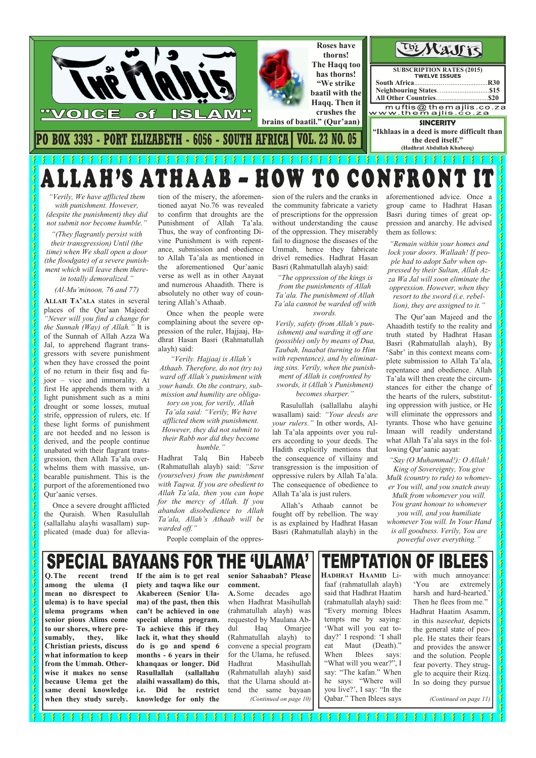# The Majlis

**"VOICE of ISLAM"**

PO BOX 3393 - PORT ELIZABETH - 6056 - SOUTH AFRICA | VOL. 23 NO. 05

**Roses have thorns! The Haqq too has thorns! "We strike baatil with the Haqq. Then it crushes the brains of baatil." (Qur'aan)**

**SUBSCRIPTION RATES (2015)**
**TWELVE ISSUES**

| | |
|---|---|
| South Africa | R30 |
| Neighbouring States | $15 |
| All Other Countries | $20 |

muftis@themajlis.co.za
www.themajlis.co.za

**SINCERITY**
**"Ikhlaas in a deed is more difficult than the deed itself."**
**(Hadhrat Abdullah Khabeeq)**

# ALLAH'S ATHAAB – HOW TO CONFRONT IT

*"Verily, We have afflicted them with punishment. However, (despite the punishment) they did not submit nor become humble."*

*"(They flagrantly persist with their transgression) Until (the time) when We shall open a door (the floodgate) of a severe punishment which will leave them therein totally demoralized."*

*(Al-Mu'minoon, 76 and 77)*

**Allah Ta'ala** states in several places of the Qur'aan Majeed: *"Never will you find a change for the Sunnah (Way) of Allah."* It is of the Sunnah of Allah Azza Wa Jal, to apprehend flagrant transgressors with severe punishment when they have crossed the point of no return in their fisq and fujoor – vice and immorality. At first He apprehends them with a light punishment such as a mini drought or some losses, mutual strife, oppression of rulers, etc. If these light forms of punishment are not heeded and no lesson is derived, and the people continue unabated with their flagrant transgression, then Allah Ta'ala overwhelms them with massive, unbearable punishment. This is the purport of the aforementioned two Qur'aanic verses.

Once a severe drought afflicted the Quraish. When Rasulullah (sallallahu alayhi wasallam) supplicated (made dua) for alleviation of the misery, the aforementioned aayat No.76 was revealed to confirm that droughts are the Punishment of Allah Ta'ala. Thus, the way of confronting Divine Punishment is with repentance, submission and obedience to Allah Ta'ala as mentioned in the aforementioned Qur'aanic verse as well as in other Aayaat and numerous Ahaadith. There is absolutely no other way of countering Allah's Athaab.

Once when the people were complaining about the severe oppression of the ruler, Hajjaaj, Hadhrat Hasan Basri (Rahmatullah alayh) said:

*"Verily. Hajjaaj is Allah's Athaab. Therefore, do not (try to) ward off Allah's punishment with your hands. On the contrary, submission and humility are obligatory on you, for verily, Allah Ta'ala said: "Verily, We have afflicted them with punishment. However, they did not submit to their Rabb nor did they become humble."*

Hadhrat Talq Bin Habeeb (Rahmatullah alayh) said: *"Save (yourselves) from the punishment with Taqwa. If you are obedient to Allah Ta'ala, then you can hope for the mercy of Allah. If you abandon disobedience to Allah Ta'ala, Allah's Athaab will be warded off."*

People complain of the oppression of the rulers and the cranks in the community fabricate a variety of prescriptions for the oppression without understanding the cause of the oppression. They miserably fail to diagnose the diseases of the Ummah, hence they fabricate drivel remedies. Hadhrat Hasan Basri (Rahmatullah alayh) said:

*"The oppression of the kings is from the punishments of Allah Ta'ala. The punishment of Allah Ta'ala cannot be warded off with swords.*

*Verily, safety (from Allah's punishment) and warding it off are (possible) only by means of Dua, Taubah, Inaabat (turning to Him with repentance), and by eliminating sins. Verily, when the punishment of Allah is confronted by swords, it (Allah's Punishment) becomes sharper."*

Rasulullah (sallallahu alayhi wasallam) said: *"Your deeds are your rulers."* In other words, Allah Ta'ala appoints over you rulers according to your deeds. The Hadith explicitly mentions that the consequence of villainy and transgression is the imposition of oppressive rulers by Allah Ta'ala. The consequence of obedience to Allah Ta'ala is just rulers.

Allah's Athaab cannot be fought off by rebellion. The way is as explained by Hadhrat Hasan Basri (Rahmatullah alayh) in the aforementioned advice. Once a group came to Hadhrat Hasan Basri during times of great oppression and anarchy. He advised them as follows:

*"Remain within your homes and lock your doors. Wallaah! If people had to adopt Sabr when oppressed by their Sultan, Allah Azza Wa Jal will soon eliminate the oppression. However, when they resort to the sword (i.e. rebellion), they are assigned to it."*

The Qur'aan Majeed and the Ahaadith testify to the reality and truth stated by Hadhrat Hasan Basri (Rahmatullah alayh), By 'Sabr' in this context means complete submission to Allah Ta'ala, repentance and obedience. Allah Ta'ala will then create the circumstances for either the change of the hearts of the rulers, substituting oppression with justice, or He will eliminate the oppressors and tyrants. Those who have genuine Imaan will readily understand what Allah Ta'ala says in the following Qur'aanic aayat:

*"Say (O Muhammad!): O Allah! King of Sovereignty, You give Mulk (country to rule) to whomever You will, and you snatch away Mulk from whomever you will. You grant honour to whomever you will, and you humiliate whomever You will. In Your Hand is all goodness. Verily, You are powerful over everything."*

# SPECIAL BAYAANS FOR THE 'ULAMA'

**Q. The recent trend among the ulema (I mean no disrespect to ulema) is to have special ulema programs when senior pious Alims come to our shores, where presumably, they, like Christian priests, discuss what information to keep from the Ummah. Otherwise it makes no sense because Ulema get the same deeni knowledge when they study surely. If the aim is to get real piety and taqwa like our Akabereen (Senior Ulama) of the past, then this can't be achieved in one special ulema program. To achieve this if they lack it, what they should do is go and spend 6 months - 6 years in their khanqaas or longer. Did Rasullallah (sallallahu alaihi wassallam) do this, i.e. Did he restrict knowledge for only the senior Sahaabah? Please comment.**

**A.** Some decades ago when Hadhrat Masihullah (rahmatullah alayh) was requested by Maulana Abdul Haq Omarjee (Rahmatullah alayh) to convene a special program for the Ulama, he refused. Hadhrat Masihullah (Rahmatullah alayh) said that the Ulama should attend the same bayaan *(Continued on page 10)*

# TEMPTATION OF IBLEES

**Hadhrat Haamid** Lifaaf (rahmatullah alayh) said that Hadhrat Haatim (rahmatullah alayh) said: "Every morning Iblees tempts me by saying: 'What will you eat today?' I respond: 'I shall eat Maut (Death)." When Iblees says: "What will you wear?", I say: "The kafan." When he says: "Where will you live?', I say: "In the Qabar." Then Iblees says with much annoyance: 'You are extremely harsh and hard-hearted.' Then he flees from me."

Hadhrat Haatim Asamm, in this *naseehat,* depicts the general state of people. He states their fears and provides the answer and the solution. People fear poverty. They struggle to acquire their Rizq. In so doing they pursue *(Continued on page 11)*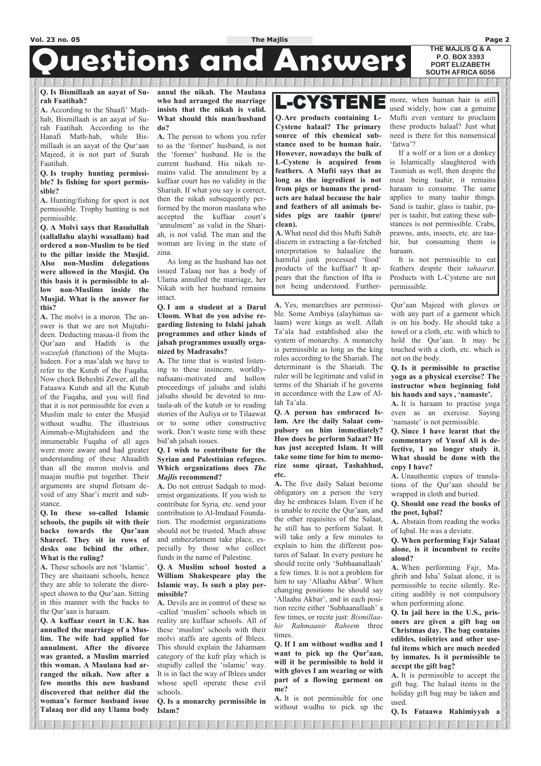# Questions and Answers

THE MAJLIS Q & A
P.O. BOX 3393
PORT ELIZABETH
SOUTH AFRICA 6056

**Q. Is Bismillaah an aayat of Surah Faatihah?**

**A.** According to the Shaafi' Math-hab, Bismillaah is an aayat of Surah Faatihah. According to the Hanafi Math-hab, while Bismillaah is an aayat of the Qur'aan Majeed, it is not part of Surah Faatihah.

**Q. Is trophy hunting permissible? Is fishing for sport permissible?**

**A.** Hunting/fishing for sport is not permissible. Trophy hunting is not permissible.

**Q. A Molvi says that Rasulullah (sallallahu alayhi wasallam) had ordered a non-Muslim to be tied to the pillar inside the Musjid. Also non-Muslim delegations were allowed in the Musjid. On this basis it is permissible to allow non-Muslims inside the Musjid. What is the answer for this?**

**A.** The molvi is a moron. The answer is that we are not Mujtahideen. Deducting masaa-il from the Qur'aan and Hadith is the *wazeefah* (function) of the Mujtahideen. For a mas'alah we have to refer to the Kutub of the Fuqaha. Now check Beheshti Zewer, all the Fataawa Kutub and all the Kutub of the Fuqaha, and you will find that it is not permissible for even a Muslim male to enter the Musjid without wudhu. The illustrious Aimmah-e-Mujtahideen and the innumerable Fuqaha of all ages were more aware and had greater understanding of these Ahaadith than all the moron molvis and maajin muftis put together. Their arguments are stupid flotsam devoid of any Shar'i merit and substance.

**Q. In these so-called Islamic schools, the pupils sit with their backs towards the Qur'aan Shareef. They sit in rows of desks one behind the other. What is the ruling?**

**A.** These schools are not 'Islamic'. They are shaitaani schools, hence they are able to tolerate the disrespect shown to the Qur'aan. Sitting in this manner with the backs to the Qur'aan is haraam.

**Q. A kuffaar court in U.K. has annulled the marriage of a Muslim. The wife had applied for annulment. After the divorce was granted, a Muslim married this woman. A Maulana had arranged the nikah. Now after a few months this new husband discovered that neither did the woman's former husband issue Talaaq nor did any Ulama body annul the nikah. The Maulana who had arranged the marriage insists that the nikah is valid. What should this man/husband do?**

**A.** The person to whom you refer to as the 'former' husband, is not the 'former' husband. He is the current husband. His nikah remains valid. The annulment by a kuffaar court has no validity in the Shariah. If what you say is correct, then the nikah subsequently performed by the moron maulana who accepted the kuffaar court's 'annulment' as valid in the Shariah, is not valid. The man and the woman are living in the state of zina.

As long as the husband has not issued Talaaq nor has a body of Ulama annulled the marriage, her Nikah with her husband remains intact.

**Q. I am a student at a Darul Uloom. What do you advise regarding listening to Islahi jalsah programmes and other kinds of jalsah programmes usually organized by Madrasahs?**

**A.** The time that is wasted listening to these insincere, worldly-nafsaani-motivated and hollow proceedings of jalsahs and islahi jalsahs should be devoted to mutaala-ah of the kutub or to reading stories of the Auliya or to Tilaawat or to some other constructive work. Don't waste time with these bid'ah jalsah issues.

**Q. I wish to contribute for the Syrian and Palestinian refugees. Which organizations does *The Majlis* recommend?**

**A.** Do not entrust Sadqah to modernist organizations. If you wish to contribute for Syria, etc. send your contribution to Al-Imdaad Foundation. The modernist organizations should not be trusted. Much abuse and embezzlement take place, especially by those who collect funds in the name of Palestine.

**Q. A Muslim school hosted a William Shakespeare play the Islamic way. Is such a play permissible?**

**A.** Devils are in control of these so-called 'muslim' schools which in reality are kuffaar schools. All of these 'muslim' schools with their molvi staffs are agents of Iblees. This should explain the Jahannam category of the kufr play which is stupidly called the 'islamic' way. It is in fact the way of Iblees under whose spell operate these evil schools.

**Q. Is a monarchy permissible in Islam?**

**A.** Yes, monarchies are permissible. Some Ambiya (alayhimus salaam) were kings as well. Allah Ta'ala had established also the system of monarchy. A monarchy is permissible as long as the king rules according to the Shariah. The determinant is the Shariah. The ruler will be legitimate and valid in terms of the Shariah if he governs in accordance with the Law of Allah Ta'ala.

**Q. A person has embraced Islam. Are the daily Salaat compulsory on him immediately? How does he perform Salaat? He has just accepted Islam. It will take some time for him to memorize some qiraat, Tashahhud, etc.**

**A.** The five daily Salaat become obligatory on a person the very day he embraces Islam. Even if he is unable to recite the Qur'aan, and the other requisites of the Salaat, he still has to perform Salaat. It will take only a few minutes to explain to him the different postures of Salaat. In every posture he should recite only 'Subhaanallaah' a few times. It is not a problem for him to say 'Allaahu Akbar'. When changing positions he should say 'Allaahu Akbar', and in each position recite either 'Subhaanallaah' a few times, or recite just: *Bismillaahir Rahmaanir Raheem* three times.

**Q. If I am without wudhu and I want to pick up the Qur'aan, will it be permissible to hold it with gloves I am wearing or with part of a flowing garment on me?**

**A.** It is not permissible for one without wudhu to pick up the Qur'aan Majeed with gloves or with any part of a garment which is on his body. He should take a towel or a cloth, etc. with which to hold the Qur'aan. It may be touched with a cloth, etc. which is not on the body.

**Q. Is it permissible to practise yoga as a physical exercise? The instructor when beginning fold his hands and says , 'namaste'.**

**A.** It is haraam to practise yoga even as an exercise. Saying 'namaste' is not permissible.

**Q. Since I have learnt that the commentary of Yusuf Ali is defective, I no longer study it. What should be done with the copy I have?**

**A.** Unauthentic copies of translations of the Qur'aan should be wrapped in cloth and buried.

**Q. Should one read the books of the poet, Iqbal?**

**A.** Abstain from reading the works of Iqbal. He was a deviate.

**Q. When performing Fajr Salaat alone, is it incumbent to recite aloud?**

**A.** When performing Fajr, Maghrib and Isha' Salaat alone, it is permissible to recite silently. Reciting audibly is not compulsory when performing alone.

**Q. In jail here in the U.S., prisoners are given a gift bag on Christmas day. The bag contains edibles, toiletries and other useful items which are much needed by inmates. Is it permissible to accept the gift bag?**

**A.** It is permissible to accept the gift bag. The halaal items in the holiday gift bag may be taken and used.

**Q. Is Fataawa Rahimiyyah a**

## L-CYSTENE

**Q. Are products containing L-Cystene halaal? The primary source of this chemical substance used to be human hair. However, nowadays the bulk of L-Cystene is acquired from feathers. A Mufti says that as long as the ingredient is not from pigs or humans the products are halaal because the hair and feathers of all animals besides pigs are taahir (pure/clean).**

**A.** What need did this Mufti Sahib discern in extracting a far-fetched interpretation to halaalize the harmful junk processed 'food' products of the kuffaar? It appears that the function of Ifta is not being understood. Furthermore, when human hair is still used widely, how can a genuine Mufti even venture to proclaim these products halaal? Just what need is there for this nonsensical 'fatwa'?

If a wolf or a lion or a donkey is Islamically slaughtered with Tasmiah as well, then despite the meat being taahir, it remains haraam to consume. The same applies to many taahir things. Sand is taahir, glass is taahir, paper is taahir, but eating these substances is not permissible. Crabs, prawns, ants, insects, etc. are taahir, but consuming them is haraam.

It is not permissible to eat feathers despite their *tahaarat*. Products with L-Cystene are not permissible.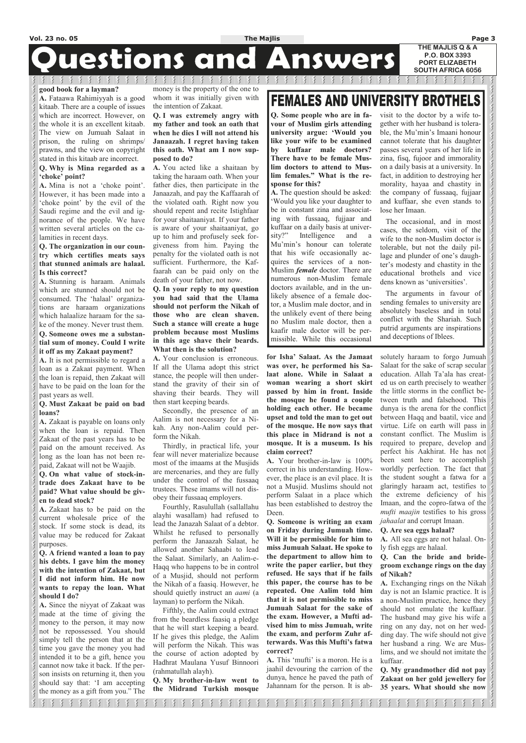# Questions and Answers

THE MAJLIS Q & A
P.O. BOX 3393
PORT ELIZABETH
SOUTH AFRICA 6056

**good book for a layman?**

**A.** Fataawa Rahimiyyah is a good kitaab. There are a couple of issues which are incorrect. However, on the whole it is an excellent kitaab. The view on Jumuah Salaat in prison, the ruling on shrimps/ prawns, and the view on copyright stated in this kitaab are incorrect.

**Q. Why is Mina regarded as a 'choke' point?**

**A.** Mina is not a 'choke point'. However, it has been made into a 'choke point' by the evil of the Saudi regime and the evil and ignorance of the people. We have written several articles on the calamities in recent days.

**Q. The organization in our country which certifies meats says that stunned animals are halaal. Is this correct?**

**A.** Stunning is haraam. Animals which are stunned should not be consumed. The 'halaal' organizations are haraam organizations which halaalize haraam for the sake of the money. Never trust them.

**Q. Someone owes me a substantial sum of money. Could I write it off as my Zakaat payment?**

**A.** It is not permissible to regard a loan as a Zakaat payment. When the loan is repaid, then Zakaat will have to be paid on the loan for the past years as well.

**Q. Must Zakaat be paid on bad loans?**

**A.** Zakaat is payable on loans only when the loan is repaid. Then Zakaat of the past years has to be paid on the amount received. As long as the loan has not been repaid, Zakaat will not be Waajib.

**Q. On what value of stock-in-trade does Zakaat have to be paid? What value should be given to dead stock?**

**A.** Zakaat has to be paid on the current wholesale price of the stock. If some stock is dead, its value may be reduced for Zakaat purposes.

**Q. A friend wanted a loan to pay his debts. I gave him the money with the intention of Zakaat, but I did not inform him. He now wants to repay the loan. What should I do?**

**A.** Since the niyyat of Zakaat was made at the time of giving the money to the person, it may now not be repossessed. You should simply tell the person that at the time you gave the money you had intended it to be a gift, hence you cannot now take it back. If the person insists on returning it, then you should say that: 'I am accepting the money as a gift from you." The money is the property of the one to whom it was initially given with the intention of Zakaat.

**Q. I was extremely angry with my father and took an oath that when he dies I will not attend his Janaazah. I regret having taken this oath. What am I now supposed to do?**

**A.** You acted like a shaitaan by taking the haraam oath. When your father dies, then participate in the Janaazah, and pay the Kaffaarah of the violated oath. Right now you should repent and recite Istighfaar for your shaitaaniyat. If your father is aware of your shaitaaniyat, go up to him and profusely seek forgiveness from him. Paying the penalty for the violated oath is not sufficient. Furthermore, the Kaffaarah can be paid only on the death of your father, not now.

**Q. In your reply to my question you had said that the Ulama should not perform the Nikah of those who are clean shaven. Such a stance will create a huge problem because most Muslims in this age shave their beards. What then is the solution?**

**A.** Your conclusion is erroneous. If all the Ulama adopt this strict stance, the people will then understand the gravity of their sin of shaving their beards. They will then start keeping beards.

Secondly, the presence of an Aalim is not necessary for a Nikah. Any non-Aalim could perform the Nikah.

Thirdly, in practical life, your fear will never materialize because most of the imaams at the Musjids are mercenaries, and they are fully under the control of the fussaaq trustees. These imams will not disobey their fussaaq employers.

Fourthly, Rasulullah (sallallahu alayhi wasallam) had refused to lead the Janazah Salaat of a debtor. Whilst he refused to personally perform the Janaazah Salaat, he allowed another Sahaabi to lead the Salaat. Similarly, an Aalim-e-Haqq who happens to be in control of a Musjid, should not perform the Nikah of a faasiq. However, he should quietly instruct an *aami* (a layman) to perform the Nikah.

Fifthly, the Aalim could extract from the beardless faasiq a pledge that he will start keeping a beard. If he gives this pledge, the Aalim will perform the Nikah. This was the course of action adopted by Hadhrat Maulana Yusuf Binnoori (rahmatullah alayh).

**Q. My brother-in-law went to the Midrand Turkish mosque for Isha' Salaat. As the Jamaat was over, he performed his Salaat alone. While in Salaat a woman wearing a short skirt passed by him in front. Inside the mosque he found a couple holding each other. He became upset and told the man to get out of the mosque. He now says that this place in Midrand is not a mosque. It is a museum. Is his claim correct?**

**A.** Your brother-in-law is 100% correct in his understanding. However, the place is an evil place. It is not a Musjid. Muslims should not perform Salaat in a place which has been established to destroy the Deen.

**Q. Someone is writing an exam on Friday during Jumuah time. Will it be permissible for him to miss Jumuah Salaat. He spoke to the department to allow him to write the paper earlier, but they refused. He says that if he fails this paper, the course has to be repeated. One Aalim told him that it is not permissible to miss Jumuah Salaat for the sake of the exam. However, a Mufti advised him to miss Jumuah, write the exam, and perform Zuhr afterwards. Was this Mufti's fatwa correct?**

**A.** This 'mufti' is a moron. He is a jaahil devouring the carrion of the dunya, hence he paved the path of Jahannam for the person. It is absolutely haraam to forgo Jumuah Salaat for the sake of scrap secular education. Allah Ta'ala has created us on earth precisely to weather the little storms in the conflict between truth and falsehood. This dunya is the arena for the conflict between Haqq and baatil, vice and virtue. Life on earth will pass in constant conflict. The Muslim is required to prepare, develop and perfect his Aakhirat. He has not been sent here to accomplish worldly perfection. The fact that the student sought a fatwa for a glaringly haraam act, testifies to the extreme deficiency of his Imaan, and the copro-fatwa of the *mufti maajin* testifies to his gross *jahaalat* and corrupt Imaan.

**Q. Are sea eggs halaal?**

**A.** All sea eggs are not halaal. Only fish eggs are halaal.

**Q. Can the bride and bridegroom exchange rings on the day of Nikah?**

**A.** Exchanging rings on the Nikah day is not an Islamic practice. It is a non-Muslim practice, hence they should not emulate the kuffaar. The husband may give his wife a ring on any day, not on her wedding day. The wife should not give her husband a ring. We are Muslims, and we should not imitate the kuffaar.

**Q. My grandmother did not pay Zakaat on her gold jewellery for 35 years. What should she now**

## FEMALES AND UNIVERSITY BROTHELS

**Q. Some people who are in favour of Muslim girls attending university argue: 'Would you like your wife to be examined by kuffaar male doctors? There have to be female Muslim doctors to attend to Muslim females." What is the response for this?**

**A.** The question should be asked: 'Would you like your daughter to be in constant zina and associating with fussaaq, fujjaar and kuffaar on a daily basis at university?" Intelligence and a Mu'min's honour can tolerate that his wife occasionally acquires the services of a non-Muslim ***female*** doctor. There are numerous non-Muslim female doctors available, and in the unlikely absence of a female doctor, a Muslim male doctor, and in the unlikely event of there being no Muslim male doctor, then a kaafir male doctor will be permissible. While this occasional visit to the doctor by a wife together with her husband is tolerable, the Mu'min's Imaani honour cannot tolerate that his daughter passes several years of her life in zina, fisq, fujoor and immorality on a daily basis at a university. In fact, in addition to destroying her morality, hayaa and chastity in the company of fussaaq, fujjaar and kuffaar, she even stands to lose her Imaan.

The occasional, and in most cases, the seldom, visit of the wife to the non-Muslim doctor is tolerable, but not the daily pillage and plunder of one's daughter's modesty and chastity in the educational brothels and vice dens known as 'universities'.

The arguments in favour of sending females to university are absolutely baseless and in total conflict with the Shariah. Such putrid arguments are inspirations and deceptions of Iblees.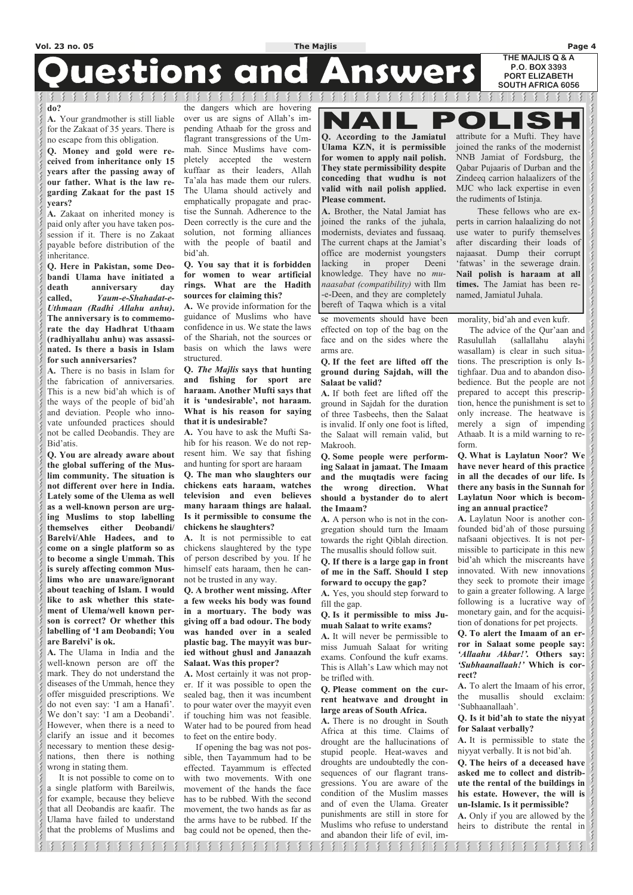# Questions and Answers

THE MAJLIS Q & A
P.O. BOX 3393
PORT ELIZABETH
SOUTH AFRICA 6056

do?

**A.** Your grandmother is still liable for the Zakaat of 35 years. There is no escape from this obligation.

**Q. Money and gold were received from inheritance only 15 years after the passing away of our father. What is the law regarding Zakaat for the past 15 years?**

**A.** Zakaat on inherited money is paid only after you have taken possession if it. There is no Zakaat payable before distribution of the inheritance.

**Q. Here in Pakistan, some Deobandi Ulama have initiated a death anniversary day called, *Yaum-e-Shahadat-e-Uthmaan (Radhi Allahu anhu)*. The anniversary is to commemorate the day Hadhrat Uthaam (radhiyallahu anhu) was assassinated. Is there a basis in Islam for such anniversaries?**

**A.** There is no basis in Islam for the fabrication of anniversaries. This is a new bid'ah which is of the ways of the people of bid'ah and deviation. People who innovate unfounded practices should not be called Deobandis. They are Bid'atis.

**Q. You are already aware about the global suffering of the Muslim community. The situation is not different over here in India. Lately some of the Ulema as well as a well-known person are urging Muslims to stop labelling themselves either Deobandi/ Barelvi/Ahle Hadees, and to come on a single platform so as to become a single Ummah. This is surely affecting common Muslims who are unaware/ignorant about teaching of Islam. I would like to ask whether this statement of Ulema/well known person is correct? Or whether this labelling of 'I am Deobandi; You are Barelvi' is ok.**

**A.** The Ulama in India and the well-known person are off the mark. They do not understand the diseases of the Ummah, hence they offer misguided prescriptions. We do not even say: 'I am a Hanafi'. We don't say: 'I am a Deobandi'. However, when there is a need to clarify an issue and it becomes necessary to mention these designations, then there is nothing wrong in stating them.

It is not possible to come on to a single platform with Bareilwis, for example, because they believe that all Deobandis are kaafir. The Ulama have failed to understand that the problems of Muslims and the dangers which are hovering over us are signs of Allah's impending Athaab for the gross and flagrant transgressions of the Ummah. Since Muslims have completely accepted the western kuffaar as their leaders, Allah Ta'ala has made them our rulers. The Ulama should actively and emphatically propagate and practise the Sunnah. Adherence to the Deen correctly is the cure and the solution, not forming alliances with the people of baatil and bid'ah.

**Q. You say that it is forbidden for women to wear artificial rings. What are the Hadith sources for claiming this?**

**A.** We provide information for the guidance of Muslims who have confidence in us. We state the laws of the Shariah, not the sources or basis on which the laws were structured.

**Q. *The Majlis* says that hunting and fishing for sport are haraam. Another Mufti says that it is 'undesirable', not haraam. What is his reason for saying that it is undesirable?**

**A.** You have to ask the Mufti Sahib for his reason. We do not represent him. We say that fishing and hunting for sport are haraam

**Q. The man who slaughters our chickens eats haraam, watches television and even believes many haraam things are halaal. Is it permissible to consume the chickens he slaughters?**

**A.** It is not permissible to eat chickens slaughtered by the type of person described by you. If he himself eats haraam, then he cannot be trusted in any way.

**Q. A brother went missing. After a few weeks his body was found in a mortuary. The body was giving off a bad odour. The body was handed over in a sealed plastic bag. The mayyit was buried without ghusl and Janaazah Salaat. Was this proper?**

**A.** Most certainly it was not proper. If it was possible to open the sealed bag, then it was incumbent to pour water over the mayyit even if touching him was not feasible. Water had to be poured from head to feet on the entire body.

If opening the bag was not possible, then Tayammum had to be effected. Tayammum is effected with two movements. With one movement of the hands the face has to be rubbed. With the second movement, the two hands as far as the arms have to be rubbed. If the bag could not be opened, then these movements should have been effected on top of the bag on the face and on the sides where the arms are.

## NAIL POLISH

**Q. According to the Jamiatul Ulama KZN, it is permissible for women to apply nail polish. They state permissibility despite conceding that wudhu is not valid with nail polish applied. Please comment.**

**A.** Brother, the Natal Jamiat has joined the ranks of the juhala, modernists, deviates and fussaaq. The current chaps at the Jamiat's office are modernist youngsters lacking in proper Deeni knowledge. They have no *munaasabat (compatibility)* with Ilm-e-Deen, and they are completely bereft of Taqwa which is a vital attribute for a Mufti. They have joined the ranks of the modernist NNB Jamiat of Fordsburg, the Qabar Pujaaris of Durban and the Zindeeq carrion halaalizers of the MJC who lack expertise in even the rudiments of Istinja.

These fellows who are experts in carrion halaalizing do not use water to purify themselves after discarding their loads of najaasat. Dump their corrupt 'fatwas' in the sewerage drain. **Nail polish is haraam at all times.** The Jamiat has been renamed, Jamiatul Juhala.

**Q. If the feet are lifted off the ground during Sajdah, will the Salaat be valid?**

**A.** If both feet are lifted off the ground in Sajdah for the duration of three Tasbeehs, then the Salaat is invalid. If only one foot is lifted, the Salaat will remain valid, but Makrooh.

**Q. Some people were performing Salaat in jamaat. The Imaam and the muqtadis were facing the wrong direction. What should a bystander do to alert the Imaam?**

**A.** A person who is not in the congregation should turn the Imaam towards the right Qiblah direction. The musallis should follow suit.

**Q. If there is a large gap in front of me in the Saff. Should I step forward to occupy the gap?**

**A.** Yes, you should step forward to fill the gap.

**Q. Is it permissible to miss Jumuah Salaat to write exams?**

**A.** It will never be permissible to miss Jumuah Salaat for writing exams. Confound the kufr exams. This is Allah's Law which may not be trifled with.

**Q. Please comment on the current heatwave and drought in large areas of South Africa.**

**A.** There is no drought in South Africa at this time. Claims of drought are the hallucinations of stupid people. Heat-waves and droughts are undoubtedly the consequences of our flagrant transgressions. You are aware of the condition of the Muslim masses and of even the Ulama. Greater punishments are still in store for Muslims who refuse to understand and abandon their life of evil, immorality, bid'ah and even kufr.

The advice of the Qur'aan and Rasulullah (sallallahu alayhi wasallam) is clear in such situations. The prescription is only Istighfaar. Dua and to abandon disobedience. But the people are not prepared to accept this prescription, hence the punishment is set to only increase. The heatwave is merely a sign of impending Athaab. It is a mild warning to reform.

**Q. What is Laylatun Noor? We have never heard of this practice in all the decades of our life. Is there any basis in the Sunnah for Laylatun Noor which is becoming an annual practice?**

**A.** Laylatun Noor is another confounded bid'ah of those pursuing nafsaani objectives. It is not permissible to participate in this new bid'ah which the miscreants have innovated. With new innovations they seek to promote their image to gain a greater following. A large following is a lucrative way of monetary gain, and for the acquisition of donations for pet projects.

**Q. To alert the Imaam of an error in Salaat some people say: *'Allaahu Akbar!'.* Others say: *'Subhaanallaah!'* Which is correct?**

**A.** To alert the Imaam of his error, the musallis should exclaim: 'Subhaanallaah'.

**Q. Is it bid'ah to state the niyyat for Salaat verbally?**

**A.** It is permissible to state the niyyat verbally. It is not bid'ah.

**Q. The heirs of a deceased have asked me to collect and distribute the rental of the buildings in his estate. However, the will is un-Islamic. Is it permissible?**

**A.** Only if you are allowed by the heirs to distribute the rental in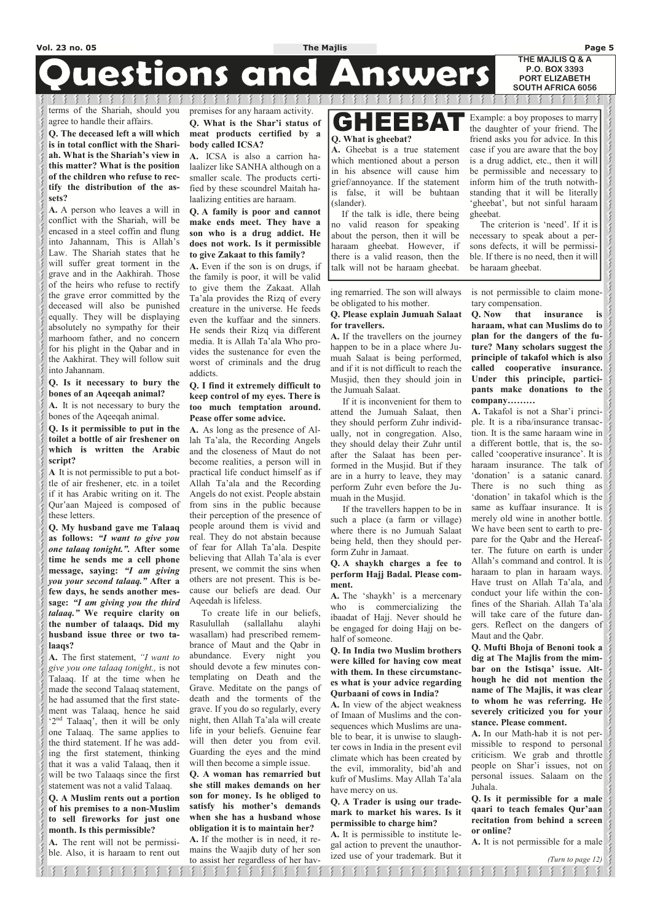# Questions and Answers

THE MAJLIS Q & A
P.O. BOX 3393
PORT ELIZABETH
SOUTH AFRICA 6056

terms of the Shariah, should you agree to handle their affairs.

**Q. The deceased left a will which is in total conflict with the Shariah. What is the Shariah's view in this matter? What is the position of the children who refuse to rectify the distribution of the assets?**

**A.** A person who leaves a will in conflict with the Shariah, will be encased in a steel coffin and flung into Jahannam, This is Allah's Law. The Shariah states that he will suffer great torment in the grave and in the Aakhirah. Those of the heirs who refuse to rectify the grave error committed by the deceased will also be punished equally. They will be displaying absolutely no sympathy for their marhoom father, and no concern for his plight in the Qabar and in the Aakhirat. They will follow suit into Jahannam.

**Q. Is it necessary to bury the bones of an Aqeeqah animal?**

**A.** It is not necessary to bury the bones of the Aqeeqah animal.

**Q. Is it permissible to put in the toilet a bottle of air freshener on which is written the Arabic script?**

**A** It is not permissible to put a bottle of air freshener, etc. in a toilet if it has Arabic writing on it. The Qur'aan Majeed is composed of these letters.

**Q. My husband gave me Talaaq as follows: *"I want to give you one talaaq tonight.".* After some time he sends me a cell phone message, saying: *"I am giving you your second talaaq."* After a few days, he sends another message: *"I am giving you the third talaaq."* We require clarity on the number of talaaqs. Did my husband issue three or two talaaqs?**

**A.** The first statement, *"I want to give you one talaaq tonight.,* is not Talaaq. If at the time when he made the second Talaaq statement, he had assumed that the first statement was Talaaq, hence he said '2nd Talaaq', then it will be only one Talaaq. The same applies to the third statement. If he was adding the first statement, thinking that it was a valid Talaaq, then it will be two Talaaqs since the first statement was not a valid Talaaq.

**Q. A Muslim rents out a portion of his premises to a non-Muslim to sell fireworks for just one month. Is this permissible?**

**A.** The rent will not be permissible. Also, it is haraam to rent out premises for any haraam activity.

**Q. What is the Shar'i status of meat products certified by a body called ICSA?**

**A.** ICSA is also a carrion halaalizer like SANHA although on a smaller scale. The products certified by these scoundrel Maitah halaalizing entities are haraam.

**Q. A family is poor and cannot make ends meet. They have a son who is a drug addict. He does not work. Is it permissible to give Zakaat to this family?**

**A.** Even if the son is on drugs, if the family is poor, it will be valid to give them the Zakaat. Allah Ta'ala provides the Rizq of every creature in the universe. He feeds even the kuffaar and the sinners. He sends their Rizq via different media. It is Allah Ta'ala Who provides the sustenance for even the worst of criminals and the drug addicts.

**Q. I find it extremely difficult to keep control of my eyes. There is too much temptation around. Pease offer some advice.**

**A.** As long as the presence of Allah Ta'ala, the Recording Angels and the closeness of Maut do not become realities, a person will in practical life conduct himself as if Allah Ta'ala and the Recording Angels do not exist. People abstain from sins in the public because their perception of the presence of people around them is vivid and real. They do not abstain because of fear for Allah Ta'ala. Despite believing that Allah Ta'ala is ever present, we commit the sins when others are not present. This is because our beliefs are dead. Our Aqeedah is lifeless.

To create life in our beliefs, Rasulullah (sallallahu alayhi wasallam) had prescribed remembrance of Maut and the Qabr in abundance. Every night you should devote a few minutes contemplating on Death and the Grave. Meditate on the pangs of death and the torments of the grave. If you do so regularly, every night, then Allah Ta'ala will create life in your beliefs. Genuine fear will then deter you from evil. Guarding the eyes and the mind will then become a simple issue.

**Q. A woman has remarried but she still makes demands on her son for money. Is he obliged to satisfy his mother's demands when she has a husband whose obligation it is to maintain her?**

**A.** If the mother is in need, it remains the Waajib duty of her son to assist her regardless of her having remarried. The son will always be obligated to his mother.

## GHEEBAT

**Q. What is gheebat?**

**A.** Gheebat is a true statement which mentioned about a person in his absence will cause him grief/annoyance. If the statement is false, it will be buhtaan (slander).

If the talk is idle, there being no valid reason for speaking about the person, then it will be haraam gheebat. However, if there is a valid reason, then the talk will not be haraam gheebat. Example: a boy proposes to marry the daughter of your friend. The friend asks you for advice. In this case if you are aware that the boy is a drug addict, etc., then it will be permissible and necessary to inform him of the truth notwithstanding that it will be literally 'gheebat', but not sinful haraam gheebat.

The criterion is 'need'. If it is necessary to speak about a persons defects, it will be permissible. If there is no need, then it will be haraam gheebat.

**Q. Please explain Jumuah Salaat for travellers.**

**A.** If the travellers on the journey happen to be in a place where Jumuah Salaat is being performed, and if it is not difficult to reach the Musjid, then they should join in the Jumuah Salaat.

If it is inconvenient for them to attend the Jumuah Salaat, then they should perform Zuhr individually, not in congregation. Also, they should delay their Zuhr until after the Salaat has been performed in the Musjid. But if they are in a hurry to leave, they may perform Zuhr even before the Jumuah in the Musjid.

If the travellers happen to be in such a place (a farm or village) where there is no Jumuah Salaat being held, then they should perform Zuhr in Jamaat.

**Q. A shaykh charges a fee to perform Hajj Badal. Please comment.**

**A.** The 'shaykh' is a mercenary who is commercializing the ibaadat of Hajj. Never should he be engaged for doing Hajj on behalf of someone.

**Q. In India two Muslim brothers were killed for having cow meat with them. In these circumstances what is your advice regarding Qurbaani of cows in India?**

**A.** In view of the abject weakness of Imaan of Muslims and the consequences which Muslims are unable to bear, it is unwise to slaughter cows in India in the present evil climate which has been created by the evil, immorality, bid'ah and kufr of Muslims. May Allah Ta'ala have mercy on us.

**Q. A Trader is using our trademark to market his wares. Is it permissible to charge him?**

**A.** It is permissible to institute legal action to prevent the unauthorized use of your trademark. But it is not permissible to claim monetary compensation.

**Q. Now that insurance is haraam, what can Muslims do to plan for the dangers of the future? Many scholars suggest the principle of takafol which is also called cooperative insurance. Under this principle, participants make donations to the company………**

**A.** Takafol is not a Shar'i principle. It is a riba/insurance transaction. It is the same haraam wine in a different bottle, that is, the so-called 'cooperative insurance'. It is haraam insurance. The talk of 'donation' is a satanic canard. There is no such thing as 'donation' in takafol which is the same as kuffaar insurance. It is merely old wine in another bottle. We have been sent to earth to prepare for the Qabr and the Hereafter. The future on earth is under Allah's command and control. It is haraam to plan in haraam ways. Have trust on Allah Ta'ala, and conduct your life within the confines of the Shariah. Allah Ta'ala will take care of the future dangers. Reflect on the dangers of Maut and the Qabr.

**Q. Mufti Bhoja of Benoni took a dig at The Majlis from the mimbar on the Istisqa' issue. Although he did not mention the name of The Majlis, it was clear to whom he was referring. He severely criticized you for your stance. Please comment.**

**A.** In our Math-hab it is not permissible to respond to personal criticism. We grab and throttle people on Shar'i issues, not on personal issues. Salaam on the Juhala.

**Q. Is it permissible for a male qaari to teach females Qur'aan recitation from behind a screen or online?**

**A.** It is not permissible for a male

*(Turn to page 12)*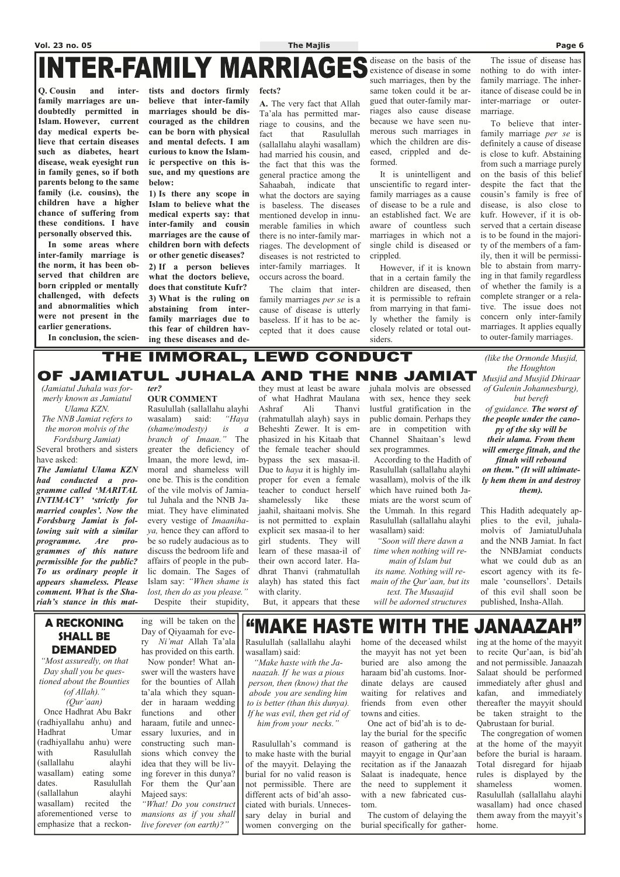# INTER-FAMILY MARRIAGES

**Q. Cousin and inter-family marriages are undoubtedly permitted in Islam. However, current day medical experts believe that certain diseases such as diabetes, heart disease, weak eyesight run in family genes, so if both parents belong to the same family (i.e. cousins), the children have a higher chance of suffering from these conditions. I have personally observed this.**

**In some areas where inter-family marriage is the norm, it has been observed that children are born crippled or mentally challenged, with defects and abnormalities which were not present in the earlier generations.**

**In conclusion, the scientists and doctors firmly believe that inter-family marriages should be discouraged as the children can be born with physical and mental defects. I am curious to know the Islamic perspective on this issue, and my questions are below:**

**1) Is there any scope in Islam to believe what the medical experts say: that inter-family and cousin marriages are the cause of children born with defects or other genetic diseases?**

**2) If a person believes what the doctors believe, does that constitute Kufr?**

**3) What is the ruling on abstaining from inter-family marriages due to this fear of children having these diseases and defects?**

**A.** The very fact that Allah Ta'ala has permitted marriage to cousins, and the fact that Rasulullah (sallallahu alayhi wasallam) had married his cousin, and the fact that this was the general practice among the Sahaabah, indicate that what the doctors are saying is baseless. The diseases mentioned develop in innumerable families in which there is no inter-family marriages. The development of diseases is not restricted to inter-family marriages. It occurs across the board.

The claim that inter-family marriages *per se* is a cause of disease is utterly baseless. If it has to be accepted that it does cause disease on the basis of the existence of disease in some such marriages, then by the same token could it be argued that outer-family marriages also cause disease because we have seen numerous such marriages in which the children are diseased, crippled and deformed.

It is unintelligent and unscientific to regard inter-family marriages as a cause of disease to be a rule and an established fact. We are aware of countless such marriages in which not a single child is diseased or crippled.

However, if it is known that in a certain family the children are diseased, then it is permissible to refrain from marrying in that family whether the family is closely related or total outsiders.

The issue of disease has nothing to do with inter-family marriage. The inheritance of disease could be in inter-marriage or outer-marriage.

To believe that inter-family marriage *per se* is definitely a cause of disease is close to kufr. Abstaining from such a marriage purely on the basis of this belief despite the fact that the cousin's family is free of disease, is also close to kufr. However, if it is observed that a certain disease is to be found in the majority of the members of a family, then it will be permissible to abstain from marrying in that family regardless of whether the family is a complete stranger or a relative. The issue does not concern only inter-family marriages. It applies equally to outer-family marriages.

# THE IMMORAL, LEWD CONDUCT OF JAMIATUL JUHALA AND THE NNB JAMIAT

*(Jamiatul Juhala was formerly known as Jamiatul Ulama KZN. The NNB Jamiat refers to the moron molvis of the Fordsburg Jamiat)*

Several brothers and sisters have asked:

***The Jamiatul Ulama KZN had conducted a programme called 'MARITAL INTIMACY' 'strictly for married couples'. Now the Fordsburg Jamiat is following suit with a similar programme. Are programmes of this nature permissible for the public? To us ordinary people it appears shameless. Please comment. What is the Shariah's stance in this matter?***

**OUR COMMENT**

Rasulullah (sallallahu alayhi wasalam) said: *"Haya (shame/modesty) is a branch of Imaan."* The greater the deficiency of Imaan, the more lewd, immoral and shameless will one be. This is the condition of the vile molvis of Jamiatul Juhala and the NNB Jamiat. They have eliminated every vestige of *Imaanihaya,* hence they can afford to be so rudely audacious as to discuss the bedroom life and affairs of people in the public domain. The Sages of Islam say: *"When shame is lost, then do as you please."*

Despite their stupidity, they must at least be aware of what Hadhrat Maulana Ashraf Ali Thanvi (rahmatullah alayh) says in Beheshti Zewer. It is emphasized in his Kitaab that the female teacher should bypass the sex masaa-il. Due to *haya* it is highly improper for even a female teacher to conduct herself shamelessly like these jaahil, shaitaani molvis. She is not permitted to explain explicit sex masaa-il to her girl students. They will learn of these masaa-il of their own accord later. Hadhrat Thanvi (rahmatullah alayh) has stated this fact with clarity.

But, it appears that these juhala molvis are obsessed with sex, hence they seek lustful gratification in the public domain. Perhaps they are in competition with Channel Shaitaan's lewd sex programmes.

According to the Hadith of Rasulullah (sallallahu alayhi wasallam), molvis of the ilk which have ruined both Jamiats are the worst scum of the Ummah. In this regard Rasulullah (sallallahu alayhi wasallam) said:

*"Soon will there dawn a time when nothing will remain of Islam but its name. Nothing will remain of the Qur'aan, but its text. The Musaajid will be adorned structures (like the Ormonde Musjid, the Houghton Musjid and Musjid Dhiraar of Gulenin Johannesburg), but bereft of guidance.* ***The worst of the people under the canopy of the sky will be their ulama. From them will emerge fitnah, and the fitnah will rebound on them." (It will ultimately hem them in and destroy them).***

This Hadith adequately applies to the evil, juhala-molvis of JamiatulJuhala and the NNB Jamiat. In fact the NNBJamiat conducts what we could dub as an escort agency with its female 'counsellors'. Details of this evil shall soon be published, Insha-Allah.

# A RECKONING SHALL BE DEMANDED

*"Most assuredly, on that Day shall you be questioned about the Bounties (of Allah)." (Qur'aan)*

Once Hadhrat Abu Bakr (radhiyallahu anhu) and Hadhrat Umar (radhiyallahu anhu) were with Rasulullah (sallallahu alayhi wasalam) eating some dates. Rasulullah (sallallahun alayhi wasallam) recited the aforementioned verse to emphasize that a reckoning will be taken on the Day of Qiyaamah for every *Ni'mat* Allah Ta'ala has provided on this earth.

Now ponder! What answer will the wasters have for the bounties of Allah ta'ala which they squander in haraam wedding functions and other haraam, futile and unnecessary luxuries, and in constructing such mansions which convey the idea that they will be living forever in this dunya? For them the Qur'aan Majeed says:

*"What! Do you construct mansions as if you shall live forever (on earth)?"*

# "MAKE HASTE WITH THE JANAAZAH"

Rasulullah (sallallahu alayhi wasallam) said:

*"Make haste with the Janaazah. If he was a pious person, then (know) that the abode you are sending him to is better (than this dunya). If he was evil, then get rid of him from your necks."*

Rasulullah's command is to make haste with the burial of the mayyit. Delaying the burial for no valid reason is not permissible. There are different acts of bid'ah associated with burials. Unnecessary delay in burial and women converging on the home of the deceased whilst the mayyit has not yet been buried are also among the haraam bid'ah customs. Inordinate delays are caused waiting for relatives and friends from even other towns and cities.

One act of bid'ah is to delay the burial for the specific reason of gathering at the mayyit to engage in Qur'aan recitation as if the Janaazah Salaat is inadequate, hence the need to supplement it with a new fabricated custom.

The custom of delaying the burial specifically for gathering at the home of the mayyit to recite Qur'aan, is bid'ah and not permissible. Janaazah Salaat should be performed immediately after ghusl and kafan, and immediately thereafter the mayyit should be taken straight to the Qabrustaan for burial.

The congregation of women at the home of the mayyit before the burial is haraam. Total disregard for hijaab rules is displayed by the shameless women. Rasulullah (sallallahu alayhi wasallam) had once chased them away from the mayyit's home.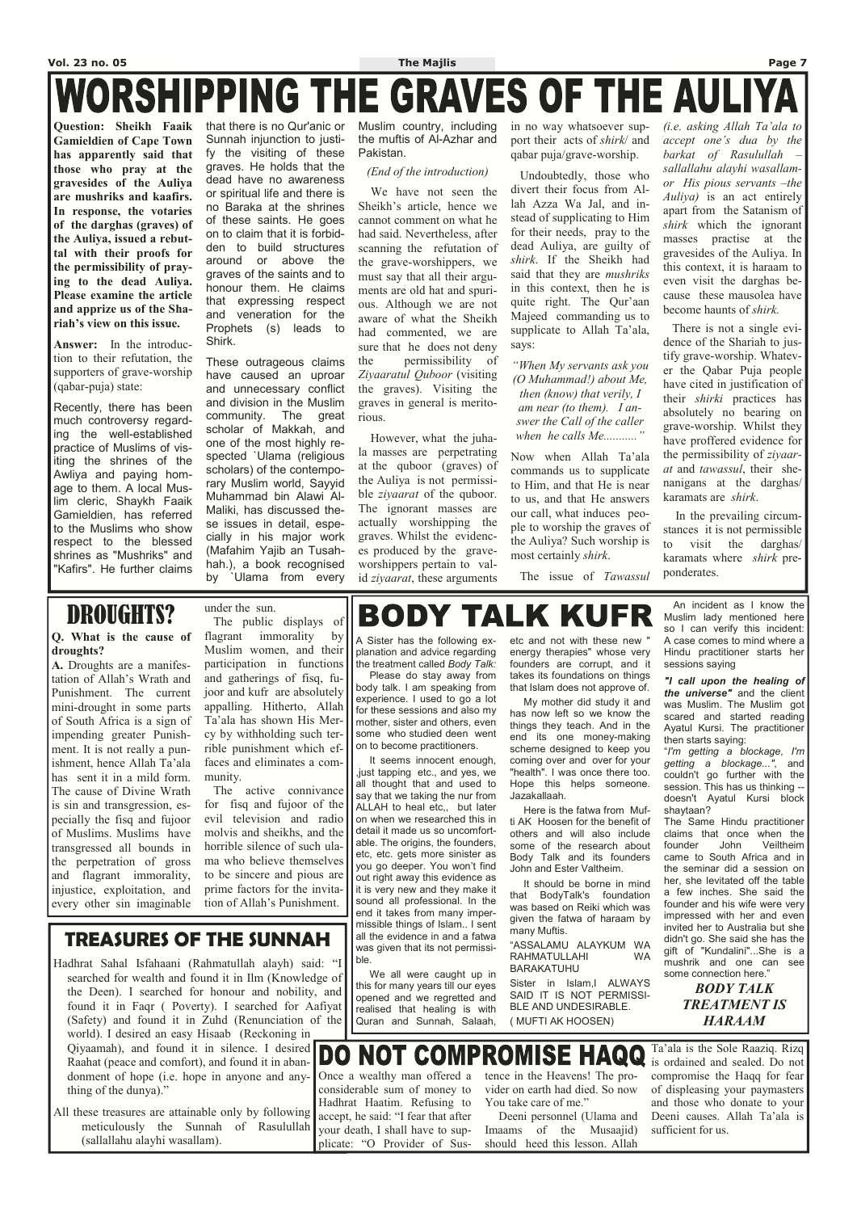# WORSHIPPING THE GRAVES OF THE AULIYA

**Question: Sheikh Faaik Gamieldien of Cape Town has apparently said that those who pray at the gravesides of the Auliya are mushriks and kaafirs. In response, the votaries of the darghas (graves) of the Auliya, issued a rebuttal with their proofs for the permissibility of praying to the dead Auliya. Please examine the article and apprize us of the Shariah's view on this issue.**

**Answer:** In the introduction to their refutation, the supporters of grave-worship (qabar-puja) state:

Recently, there has been much controversy regarding the well-established practice of Muslims of visiting the shrines of the Awliya and paying homage to them. A local Muslim cleric, Shaykh Faaik Gamieldien, has referred to the Muslims who show respect to the blessed shrines as "Mushriks" and "Kafirs". He further claims that there is no Qur'anic or Sunnah injunction to justify the visiting of these graves. He holds that the dead have no awareness or spiritual life and there is no Baraka at the shrines of these saints. He goes on to claim that it is forbidden to build structures around or above the graves of the saints and to honour them. He claims that expressing respect and veneration for the Prophets (s) leads to Shirk.

These outrageous claims have caused an uproar and unnecessary conflict and division in the Muslim community. The great scholar of Makkah, and one of the most highly respected `Ulama (religious scholars) of the contemporary Muslim world, Sayyid Muhammad bin Alawi Al-Maliki, has discussed these issues in detail, especially in his major work (Mafahim Yajib an Tusahhah.), a book recognised by `Ulama from every Muslim country, including the muftis of Al-Azhar and Pakistan.

*(End of the introduction)*

We have not seen the Sheikh's article, hence we cannot comment on what he had said. Nevertheless, after scanning the refutation of the grave-worshippers, we must say that all their arguments are old hat and spurious. Although we are not aware of what the Sheikh had commented, we are sure that he does not deny the permissibility of *Ziyaaratul Quboor* (visiting the graves). Visiting the graves in general is meritorious.

However, what the juhala masses are perpetrating at the quboor (graves) of the Auliya is not permissible *ziyaarat* of the quboor. The ignorant masses are actually worshipping the graves. Whilst the evidences produced by the grave-worshippers pertain to valid *ziyaarat*, these arguments in no way whatsoever support their acts of *shirk*/ and qabar puja/grave-worship.

Undoubtedly, those who divert their focus from Allah Azza Wa Jal, and instead of supplicating to Him for their needs, pray to the dead Auliya, are guilty of *shirk*. If the Sheikh had said that they are *mushriks* in this context, then he is quite right. The Qur'aan Majeed commanding us to supplicate to Allah Ta'ala, says:

*"When My servants ask you (O Muhammad!) about Me, then (know) that verily, I am near (to them). I answer the Call of the caller when he calls Me..........."*

Now when Allah Ta'ala commands us to supplicate to Him, and that He is near to us, and that He answers our call, what induces people to worship the graves of the Auliya? Such worship is most certainly *shirk*.

The issue of *Tawassul (i.e. asking Allah Ta'ala to accept one's dua by the barkat of Rasulullah – sallallahu alayhi wasallam– or His pious servants –the Auliya)* is an act entirely apart from the Satanism of *shirk* which the ignorant masses practise at the gravesides of the Auliya. In this context, it is haraam to even visit the darghas because these mausolea have become haunts of *shirk.*

There is not a single evidence of the Shariah to justify grave-worship. Whatever the Qabar Puja people have cited in justification of their *shirki* practices has absolutely no bearing on grave-worship. Whilst they have proffered evidence for the permissibility of *ziyaarat* and *tawassul*, their shenanigans at the darghas/ karamats are *shirk*.

In the prevailing circumstances it is not permissible to visit the darghas/ karamats where *shirk* preponderates.

# DROUGHTS?

**Q. What is the cause of droughts?**

**A.** Droughts are a manifestation of Allah's Wrath and Punishment. The current mini-drought in some parts of South Africa is a sign of impending greater Punishment. It is not really a punishment, hence Allah Ta'ala has sent it in a mild form. The cause of Divine Wrath is sin and transgression, especially the fisq and fujoor of Muslims. Muslims have transgressed all bounds in the perpetration of gross and flagrant immorality, injustice, exploitation, and every other sin imaginable under the sun.

The public displays of flagrant immorality by Muslim women, and their participation in functions and gatherings of fisq, fujoor and kufr are absolutely appalling. Hitherto, Allah Ta'ala has shown His Mercy by withholding such terrible punishment which effaces and eliminates a community.

The active connivance for fisq and fujoor of the evil television and radio molvis and sheikhs, and the horrible silence of such ulama who believe themselves to be sincere and pious are prime factors for the invitation of Allah's Punishment.

# TREASURES OF THE SUNNAH

Hadhrat Sahal Isfahaani (Rahmatullah alayh) said: "I searched for wealth and found it in Ilm (Knowledge of the Deen). I searched for honour and nobility, and found it in Faqr ( Poverty). I searched for Aafiyat (Safety) and found it in Zuhd (Renunciation of the world). I desired an easy Hisaab (Reckoning in Qiyaamah), and found it in silence. I desired Raahat (peace and comfort), and found it in abandonment of hope (i.e. hope in anyone and anything of the dunya)."

All these treasures are attainable only by following meticulously the Sunnah of Rasulullah (sallallahu alayhi wasallam).

# BODY TALK KUFR

A Sister has the following explanation and advice regarding the treatment called *Body Talk:*

Please do stay away from body talk. I am speaking from experience. I used to go a lot for these sessions and also my mother, sister and others, even some who studied deen went on to become practitioners.

It seems innocent enough, ,just tapping etc., and yes, we all thought that and used to say that we taking the nur from ALLAH to heal etc,, but later on when we researched this in detail it made us so uncomfortable. The origins, the founders, etc, etc. gets more sinister as you go deeper. You won't find out right away this evidence as it is very new and they make it sound all professional. In the end it takes from many impermissible things of Islam.. I sent all the evidence in and a fatwa was given that its not permissible.

We all were caught up in this for many years till our eyes opened and we regretted and realised that healing is with Quran and Sunnah, Salaah, etc and not with these new " energy therapies" whose very founders are corrupt, and it takes its foundations on things that Islam does not approve of.

My mother did study it and has now left so we know the things they teach. And in the end its one money-making scheme designed to keep you coming over and over for your "health". I was once there too. Hope this helps someone. Jazakallaah.

Here is the fatwa from Mufti AK Hoosen for the benefit of others and will also include some of the research about Body Talk and its founders John and Ester Valtheim.

It should be borne in mind that BodyTalk's foundation was based on Reiki which was given the fatwa of haraam by many Muftis.

"ASSALAMU ALAYKUM WA RAHMATULLAHI WA BARAKATUHU

Sister in Islam,I ALWAYS SAID IT IS NOT PERMISSIBLE AND UNDESIRABLE.

( MUFTI AK HOOSEN)

An incident as I know the Muslim lady mentioned here so I can verify this incident: A case comes to mind where a Hindu practitioner starts her sessions saying

***"I call upon the healing of the universe"*** and the client was Muslim. The Muslim got scared and started reading Ayatul Kursi. The practitioner then starts saying:

"*I'm getting a blockage, I'm getting a blockage...",* and couldn't go further with the session. This has us thinking -- doesn't Ayatul Kursi block shaytaan?

The Same Hindu practitioner claims that once when the founder John Veiltheim came to South Africa and in the seminar did a session on her, she levitated off the table a few inches. She said the founder and his wife were very impressed with her and even invited her to Australia but she didn't go. She said she has the gift of "Kundalini"...She is a mushrik and one can see some connection here."

***BODY TALK TREATMENT IS HARAAM***

# DO NOT COMPROMISE HAQQ

Once a wealthy man offered a considerable sum of money to Hadhrat Haatim. Refusing to accept, he said: "I fear that after your death, I shall have to supplicate: "O Provider of Sustence in the Heavens! The provider on earth had died. So now You take care of me."

Deeni personnel (Ulama and Imaams of the Musaajid) should heed this lesson. Allah Ta'ala is the Sole Raaziq. Rizq is ordained and sealed. Do not compromise the Haqq for fear of displeasing your paymasters and those who donate to your Deeni causes. Allah Ta'ala is sufficient for us.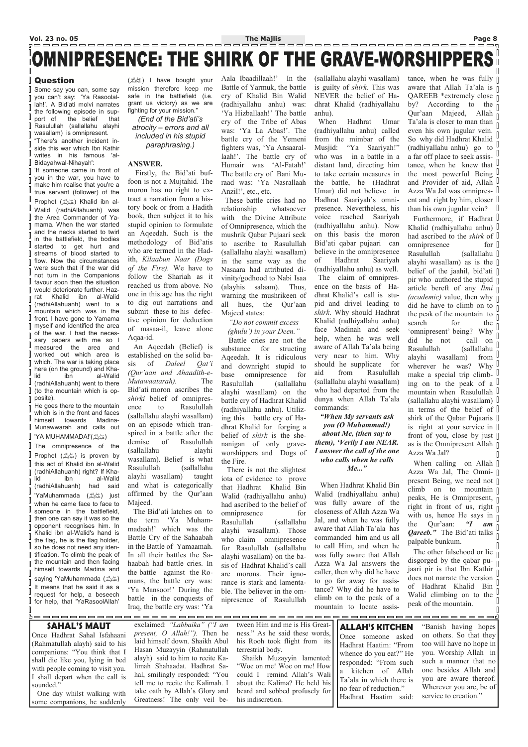# OMNIPRESENCE: THE SHIRK OF THE GRAVE-WORSHIPPERS

## Question

Some say you can, some say you can't say: 'Ya Rasoolallah!'. A Bid'ati molvi narrates the following episode in support of the belief that Rasulullah (sallallahu alayhi wasallam) is omnipresent.

"There's another incident inside this war which Ibn Kathir writes in his famous 'al-Bidayahwal-Nihayah':

'If someone came in front of you in the war, you have to make him realise that you're a true servant (follower) of the Prophet (ﷺ) Khalid ibn al-Walid (radhiAllahuanh) was the Area Commander of Yamama. When the war started and the necks started to twirl in the battlefield, the bodies started to get hurt and streams of blood started to flow. Now the circumstances were such that if the war did not turn in the Companions favour soon then the situation would deteriorate further. Hazrat Khalid ibn al-Walid (radhiAllahuanh) went to a mountain which was in the front. I have gone to Yamama myself and identified the area of the war. I had the necessary papers with me so I measured the area and worked out which area is which. The war is taking place here (on the ground) and Khalid ibn al-Walid (radhiAllahuanh) went to there (to the mountain which is opposite).

He goes there to the mountain which is in the front and faces himself towards Madina-Munawwarah and calls out 'YA MUHAMMADA!'(ﷺ)

The omnipresence of the Prophet (ﷺ) is proven by this act of Khalid ibn al-Walid (radhiAllahuanh) right? If Khalid ibn al-Walid (radhiAllahuanh) had said 'YaMuhammada (ﷺ) just when he came face to face to someone in the battlefield, then one can say it was so the opponent recognises him. In Khalid ibn al-Walid's hand is the flag, he is the flag holder, so he does not need any identification. To climb the peak of the mountain and then facing himself towards Madina and saying 'YaMuhammada (ﷺ) It means that he said it as a request for help, a beseech for help, that 'YaRasoolAllah' (ﷺ) I have bought your mission therefore keep me safe in the battlefield (i.e. grant us victory) as we are fighting for your mission."

*(End of the Bid'ati's atrocity – errors and all included in his stupid paraphrasing.)*

## ANSWER.

Firstly, the Bid'ati buffoon is not a Mujtahid. The moron has no right to extract a narration from a history book or from a Hadith book, then subject it to his stupid opinion to formulate an Aqeedah. Such is the methodology of Bid'atis who are termed in the Hadith, *Kilaabun Naar (Dogs of the Fire).* We have to follow the Shariah as it reached us from above. No one in this age has the right to dig out narrations and submit these to his defective opinion for deduction of masaa-il, leave alone Aqaa-id.

An Aqeedah (Belief) is established on the solid basis of *Daleel Qat'i (Qur'aan and Ahaadith-e-Mutawaatarah).* The Bid'ati moron ascribes the *shirki* belief of omnipresence to Rasulullah (sallallahu alayhi wasallam) on an episode which transpired in a battle after the demise of Rasulullah (sallallahu alayhi wasallam). Belief is what Rasulullah (sallallahu alayhi wasallam) taught and what is categorically affirmed by the Qur'aan Majeed.

The Bid'ati latches on to the term 'Ya Muhammadaah!' which was the Battle Cry of the Sahaabah in the Battle of Yamaamah. In all their battles the Sahaabah had battle cries. In the battle against the Romans, the battle cry was: 'Ya Mansoor!' During the battle in the conquests of Iraq, the battle cry was: 'Ya Aala Ibaadillaah!' In the Battle of Yarmuk, the battle cry of Khalid Bin Walid (radhiyallahu anhu) was: 'Ya Hizballaah!' The battle cry of the Tribe of Abas was: 'Ya La Abas!'. The battle cry of the Yemeni fighters was, 'Ya Ansaaral-laah!'. The battle cry of Humair was 'Al-Fatah!' The battle cry of Bani Muraad was: 'Ya Nasrallaah Anzil!', etc., etc.

These battle cries had no relationship whatsoever with the Divine Attribute of Omnipresence, which the mushrik Qabar Pujaari seek to ascribe to Rasulullah (sallallahu alayhi wasallam) in the same way as the Nasaara had attributed divinity/godhood to Nabi Isaa (alayhis salaam). Thus, warning the mushrikeen of all hues, the Qur'aan Majeed states:

*"Do not commit excess (ghulu') in your Deen."*

Battle cries are not the substance for structing Aqeedah. It is ridiculous and downright stupid to base omnipresence for Rasulullah (sallallahu alayhi wasallam) on the battle cry of Hadhrat Khalid (radhiyallahu anhu). Utilizing this battle cry of Hadhrat Khalid for forging a belief of *shirk* is the shenanigan of only grave-worshippers and Dogs of the Fire.

There is not the slightest iota of evidence to prove that Hadhrat Khalid Bin Walid (radhiyallahu anhu) had ascribed to the belief of omnipresence for Rasulullah (sallallahu alayhi wasallam). Those who claim omnipresence for Rasulullah (sallallahu alayhi wasallam) on the basis of Hadhrat Khalid's call are morons. Their ignorance is stark and lamentable. The believer in the omnipresence of Rasulullah (sallallahu alayhi wasallam) is guilty of *shirk*. This was NEVER the belief of Hadhrat Khalid (radhiyallahu anhu).

When Hadhrat Umar (radhiyallahu anhu) called from the mimbar of the Musjid: "Ya Saariyah!" who was in a battle in a distant land, directing him to take certain measures in the battle, he (Hadhrat Umar) did not believe in Hadhrat Saariyah's omnipresence. Nevertheless, his voice reached Saariyah (radhiyallahu anhu). Now on this basis the moron Bid'ati qabar pujaari can believe in the omnipresence of Hadhrat Saariyah (radhiyallahu anhu) as well.

The claim of omnipresence on the basis of Hadhrat Khalid's call is stupid and drivel leading to *shirk*. Why should Hadhrat Khalid (radhiyallahu anhu) face Madinah and seek help, when he was well aware of Allah Ta'ala being very near to him. Why should he supplicate for aid from Rasulullah (sallallahu alayhi wasallam) who had departed from the dunya when Allah Ta'ala commands:

***"When My servants ask you (O Muhammad!) about Me, (then say to them), 'Verily I am NEAR. I answer the call of the one who calls when he calls Me..."***

When Hadhrat Khalid Bin Walid (radhiyallahu anhu) was fully aware of the closeness of Allah Azza Wa Jal, and when he was fully aware that Allah Ta'ala has commanded him and us all to call Him, and when he was fully aware that Allah Azza Wa Jal answers the caller, then why did he have to go far away for assistance? Why did he have to climb on to the peak of a mountain to locate assistance, when he was fully aware that Allah Ta'ala is QAREEB *extremely close by? According to the Qur'aan Majeed, Allah Ta'ala is closer to man than even his own jugular vein. So why did Hadhrat Khalid (radhiyallahu anhu) go to a far off place to seek assistance, when he knew that the most powerful Being and Provider of aid, Allah Azza Wa Jal was omnipresent and right by him, closer than his own jugular vein?

Furthermore, if Hadhrat Khalid (radhiyallahu anhu) had ascribed to the *shirk* of omnipresence for Rasulullah (sallallahu alayhi wasallam) as is the belief of the jaahil, bid'ati pir who authored the stupid article bereft of any *Ilmi (academic)* value, then why did he have to climb on to the peak of the mountain to search for the 'omnipresent' being? Why did he not call on Rasulullah (sallallahu alayhi wasallam) from wherever he was? Why make a special trip climbing on to the peak of a mountain when Rasulullah (sallallahu alayhi wasallam) in terms of the belief of shirk of the Qabar Pujaaris is right at your service in front of you, close by just as is the Omnipresent Allah Azza Wa Jal?

When calling on Allah Azza Wa Jal, The Omnipresent Being, we need not climb on to mountain peaks, He is Omnipresent, right in front of us, right with us, hence He says in the Qur'aan: ***"I am Qareeb."*** The Bid'ati talks palpable bunkum.

The other falsehood or lie disgorged by the qabar pujaari pir is that Ibn Kathir does not narrate the version of Hadhrat Khalid Bin Walid climbing on to the peak of the mountain.

## SAHAL'S MAUT

Once Hadhrat Sahal Isfahaani (Rahmatullah alayh) said to his companions: "You think that I shall die like you, lying in bed with people coming to visit you. I shall depart when the call is sounded."

One day whilst walking with some companions, he suddenly exclaimed: *"Labbaika" ("I am present, O Allah!").* Then he laid himself down. Shaikh Abul Hasan Muzayyin (Rahmatullah alayh) said to him to recite Kalimah Shahaadat. Hadhrat Sahal, smilingly responded: "You tell me to recite the Kalimah. I take oath by Allah's Glory and Greatness! The only veil between Him and me is His Greatness." As he said these words, his Rooh took flight from its terrestrial body.

Shaikh Muzayyin lamented: "Woe on me! Woe on me! How could I remind Allah's Wali about the Kalima? He held his beard and sobbed profusely for his indiscretion.

## ALLAH'S KITCHEN

Once someone asked Hadhrat Haatim: "From whence do you eat?" He responded: "From such a kitchen of Allah Ta'ala in which there is no fear of reduction." Hadhrat Haatim said: "Banish having hopes on others. So that they too will have no hope in you. Worship Allah in such a manner that no one besides Allah and you are aware thereof. Wherever you are, be of service to creation."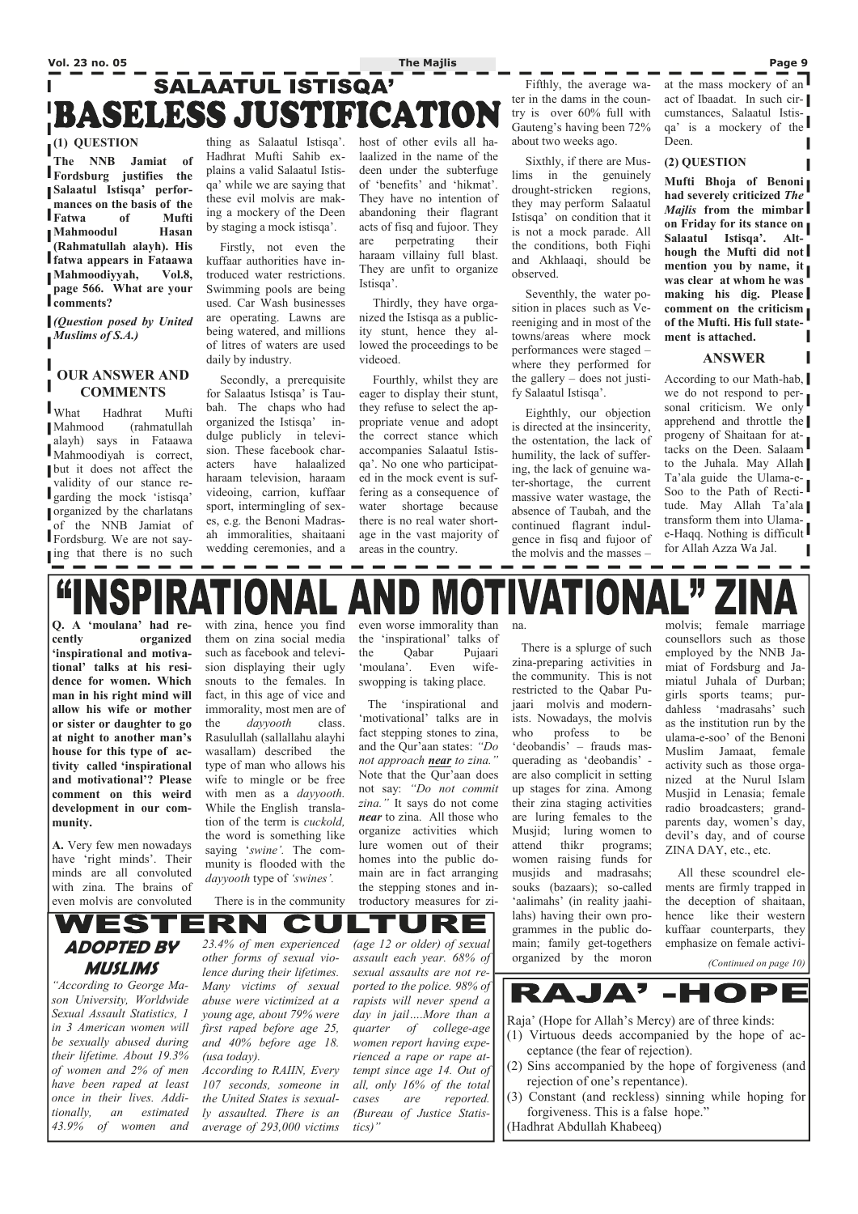# SALAATUL ISTISQA'
# BASELESS JUSTIFICATION

**(1) QUESTION**

**The NNB Jamiat of Fordsburg justifies the Salaatul Istisqa' performances on the basis of the Fatwa of Mufti Mahmoodul Hasan (Rahmatullah alayh). His fatwa appears in Fataawa Mahmoodiyyah, Vol.8, page 566. What are your comments?**

*(Question posed by United Muslims of S.A.)*

## OUR ANSWER AND COMMENTS

What Hadhrat Mufti Mahmood (rahmatullah alayh) says in Fataawa Mahmoodiyah is correct, but it does not affect the validity of our stance regarding the mock 'istisqa' organized by the charlatans of the NNB Jamiat of Fordsburg. We are not saying that there is no such thing as Salaatul Istisqa'. Hadhrat Mufti Sahib explains a valid Salaatul Istisqa' while we are saying that these evil molvis are making a mockery of the Deen by staging a mock istisqa'.

Firstly, not even the kuffaar authorities have introduced water restrictions. Swimming pools are being used. Car Wash businesses are operating. Lawns are being watered, and millions of litres of waters are used daily by industry.

Secondly, a prerequisite for Salaatus Istisqa' is Taubah. The chaps who had organized the Istisqa' indulge publicly in television. These facebook characters have halaalized haraam television, haraam videoing, carrion, kuffaar sport, intermingling of sexes, e.g. the Benoni Madrasah immoralities, shaitaani wedding ceremonies, and a host of other evils all halaalized in the name of the deen under the subterfuge of 'benefits' and 'hikmat'. They have no intention of abandoning their flagrant acts of fisq and fujoor. They are perpetrating their haraam villainy full blast. They are unfit to organize Istisqa'.

Thirdly, they have organized the Istisqa as a publicity stunt, hence they allowed the proceedings to be videoed.

Fourthly, whilst they are eager to display their stunt, they refuse to select the appropriate venue and adopt the correct stance which accompanies Salaatul Istisqa'. No one who participated in the mock event is suffering as a consequence of water shortage because there is no real water shortage in the vast majority of areas in the country.

Fifthly, the average water in the dams in the country is over 60% full with Gauteng's having been 72% about two weeks ago.

Sixthly, if there are Muslims in the genuinely drought-stricken regions, they may perform Salaatul Istisqa' on condition that it is not a mock parade. All the conditions, both Fiqhi and Akhlaaqi, should be observed.

Seventhly, the water position in places such as Vereeniging and in most of the towns/areas where mock performances were staged – where they performed for the gallery – does not justify Salaatul Istisqa'.

Eighthly, our objection is directed at the insincerity, the ostentation, the lack of humility, the lack of suffering, the lack of genuine water-shortage, the current massive water wastage, the absence of Taubah, and the continued flagrant indulgence in fisq and fujoor of the molvis and the masses – at the mass mockery of an act of Ibaadat. In such circumstances, Salaatul Istisqa' is a mockery of the Deen.

**(2) QUESTION**

**Mufti Bhoja of Benoni had severely criticized *The Majlis* from the mimbar on Friday for its stance on Salaatul Istisqa'. Although the Mufti did not mention you by name, it was clear at whom he was making his dig. Please comment on the criticism of the Mufti. His full statement is attached.**

## ANSWER

According to our Math-hab, we do not respond to personal criticism. We only apprehend and throttle the progeny of Shaitaan for attacks on the Deen. Salaam to the Juhala. May Allah Ta'ala guide the Ulama-e-Soo to the Path of Rectitude. May Allah Ta'ala transform them into Ulama-e-Haqq. Nothing is difficult for Allah Azza Wa Jal.

# "INSPIRATIONAL AND MOTIVATIONAL" ZINA

**Q. A 'moulana' had recently organized 'inspirational and motivational' talks at his residence for women. Which man in his right mind will allow his wife or mother or sister or daughter to go at night to another man's house for this type of activity called 'inspirational and motivational'? Please comment on this weird development in our community.**

**A.** Very few men nowadays have 'right minds'. Their minds are all convoluted with zina. The brains of even molvis are convoluted with zina, hence you find them on zina social media such as facebook and television displaying their ugly snouts to the females. In fact, in this age of vice and immorality, most men are of the *dayyooth* class. Rasulullah (sallallahu alayhi wasallam) described the type of man who allows his wife to mingle or be free with men as a *dayyooth.* While the English translation of the term is *cuckold,* the word is something like saying '*swine'.* The community is flooded with the *dayyooth* type of *'swines'.*

There is in the community even worse immorality than the 'inspirational' talks of the Qabar Pujaari 'moulana'. Even wife-swopping is taking place.

The 'inspirational and 'motivational' talks are in fact stepping stones to zina, and the Qur'aan states: *"Do not approach **near** to zina."* Note that the Qur'aan does not say: *"Do not commit zina."* It says do not come ***near*** to zina. All those who organize activities which lure women out of their homes into the public domain are in fact arranging the stepping stones and introductory measures for zina.

There is a splurge of such zina-preparing activities in the community. This is not restricted to the Qabar Pujaari molvis and modernists. Nowadays, the molvis who profess to be 'deobandis' – frauds masquerading as 'deobandis' - are also complicit in setting up stages for zina. Among their zina staging activities are luring females to the Musjid; luring women to attend thikr programs; women raising funds for musjids and madrasahs; souks (bazaars); so-called 'aalimahs' (in reality jaahilahs) having their own programmes in the public domain; family get-togethers organized by the moron molvis; female marriage counsellors such as those employed by the NNB Jamiat of Fordsburg and Jamiatul Juhala of Durban; girls sports teams; purdahless 'madrasahs' such as the institution run by the ulama-e-soo' of the Benoni Muslim Jamaat, female activity such as those organized at the Nurul Islam Musjid in Lenasia; female radio broadcasters; grandparents day, women's day, devil's day, and of course ZINA DAY, etc., etc.

All these scoundrel elements are firmly trapped in the deception of shaitaan, hence like their western kuffaar counterparts, they emphasize on female activi-

*(Continued on page 10)*

# WESTERN CULTURE
## ADOPTED BY MUSLIMS

*"According to George Mason University, Worldwide Sexual Assault Statistics, 1 in 3 American women will be sexually abused during their lifetime. About 19.3% of women and 2% of men have been raped at least once in their lives. Additionally, an estimated 43.9% of women and 23.4% of men experienced other forms of sexual violence during their lifetimes. Many victims of sexual abuse were victimized at a young age, about 79% were first raped before age 25, and 40% before age 18. (usa today).*

*According to RAIIN, Every 107 seconds, someone in the United States is sexually assaulted. There is an average of 293,000 victims (age 12 or older) of sexual assault each year. 68% of sexual assaults are not reported to the police. 98% of rapists will never spend a day in jail….More than a quarter of college-age women report having experienced a rape or rape attempt since age 14. Out of all, only 16% of the total cases are reported. (Bureau of Justice Statistics)"*

# RAJA' -HOPE

Raja' (Hope for Allah's Mercy) are of three kinds:

1. Virtuous deeds accompanied by the hope of acceptance (the fear of rejection).
2. Sins accompanied by the hope of forgiveness (and rejection of one's repentance).
3. Constant (and reckless) sinning while hoping for forgiveness. This is a false hope."

(Hadhrat Abdullah Khabeeq)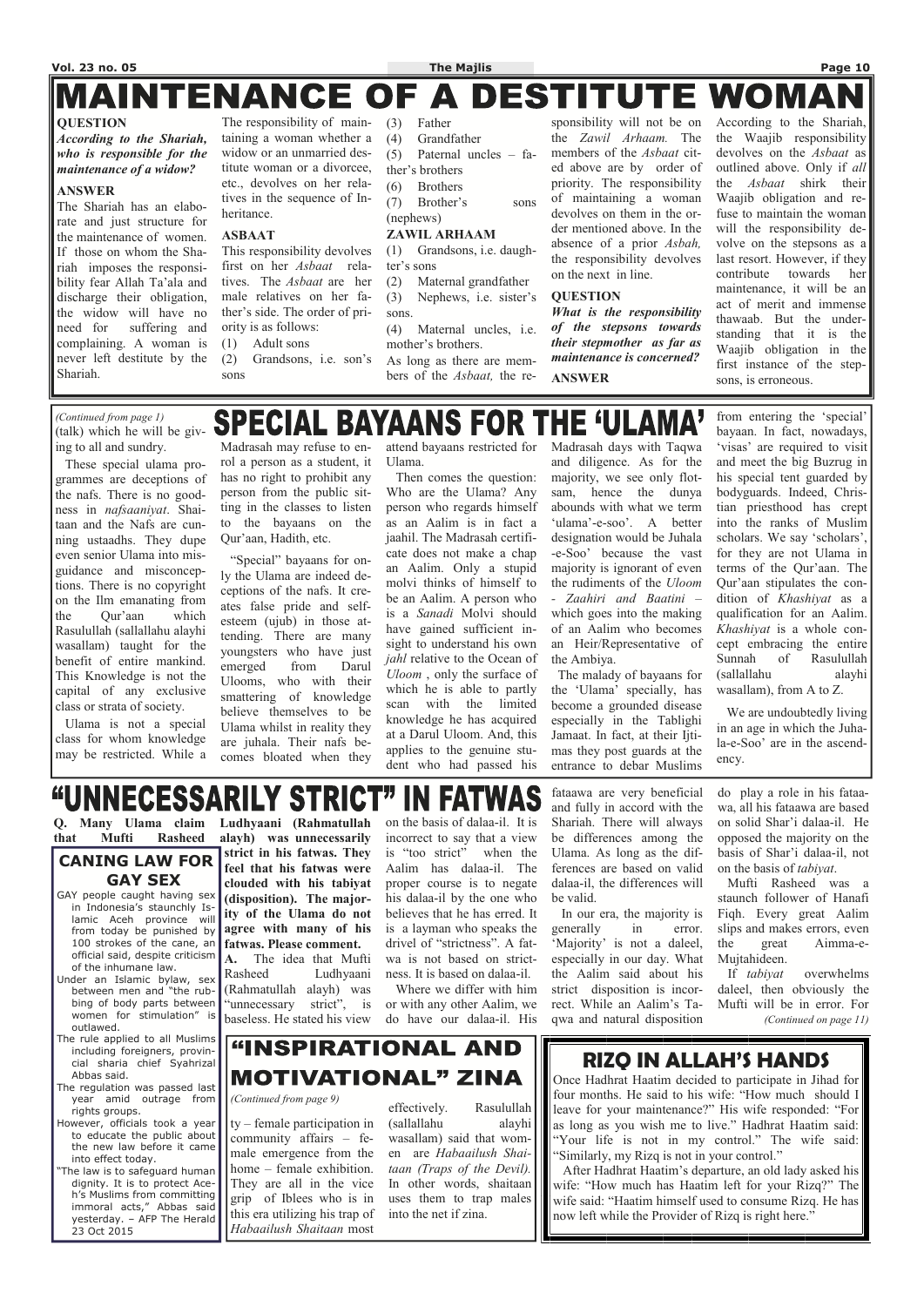# MAINTENANCE OF A DESTITUTE WOMAN

**QUESTION**

***According to the Shariah, who is responsible for the maintenance of a widow?***

**ANSWER**

The Shariah has an elaborate and just structure for the maintenance of women. If those on whom the Shariah imposes the responsibility fear Allah Ta'ala and discharge their obligation, the widow will have no need for suffering and complaining. A woman is never left destitute by the Shariah.

The responsibility of maintaining a woman whether a widow or an unmarried destitute woman or a divorcee, etc., devolves on her relatives in the sequence of Inheritance.

**ASBAAT**

This responsibility devolves first on her *Asbaat* relatives. The *Asbaat* are her male relatives on her father's side. The order of priority is as follows:

(1) Adult sons
(2) Grandsons, i.e. son's sons
(3) Father
(4) Grandfather
(5) Paternal uncles – father's brothers
(6) Brothers
(7) Brother's sons (nephews)

**ZAWIL ARHAAM**

(1) Grandsons, i.e. daughter's sons
(2) Maternal grandfather
(3) Nephews, i.e. sister's sons.
(4) Maternal uncles, i.e. mother's brothers.

As long as there are members of the *Asbaat,* the responsibility will not be on the *Zawil Arhaam.* The members of the *Asbaat* cited above are by order of priority. The responsibility of maintaining a woman devolves on them in the order mentioned above. In the absence of a prior *Asbah,* the responsibility devolves on the next in line.

**QUESTION**

***What is the responsibility of the stepsons towards their stepmother as far as maintenance is concerned?***

**ANSWER**

According to the Shariah, the Waajib responsibility devolves on the *Asbaat* as outlined above. Only if *all* the *Asbaat* shirk their Waajib obligation and refuse to maintain the woman will the responsibility devolve on the stepsons as a last resort. However, if they contribute towards her maintenance, it will be an act of merit and immense thawaab. But the understanding that it is the Waajib obligation in the first instance of the stepsons, is erroneous.

# SPECIAL BAYAANS FOR THE 'ULAMA'

*(Continued from page 1)*

(talk) which he will be giving to all and sundry.

These special ulama programmes are deceptions of the nafs. There is no goodness in *nafsaaniyat*. Shaitaan and the Nafs are cunning ustaadhs. They dupe even senior Ulama into misguidance and misconceptions. There is no copyright on the Ilm emanating from the Qur'aan which Rasulullah (sallallahu alayhi wasallam) taught for the benefit of entire mankind. This Knowledge is not the capital of any exclusive class or strata of society.

Ulama is not a special class for whom knowledge may be restricted. While a Madrasah may refuse to enrol a person as a student, it has no right to prohibit any person from the public sitting in the classes to listen to the bayaans on the Qur'aan, Hadith, etc.

"Special" bayaans for only the Ulama are indeed deceptions of the nafs. It creates false pride and self-esteem (ujub) in those attending. There are many youngsters who have just emerged from Darul Ulooms, who with their smattering of knowledge believe themselves to be Ulama whilst in reality they are juhala. Their nafs becomes bloated when they attend bayaans restricted for Ulama.

Then comes the question: Who are the Ulama? Any person who regards himself as an Aalim is in fact a jaahil. The Madrasah certificate does not make a chap an Aalim. Only a stupid molvi thinks of himself to be an Aalim. A person who is a *Sanadi* Molvi should have gained sufficient insight to understand his own *jahl* relative to the Ocean of *Uloom* , only the surface of which he is able to partly scan with the limited knowledge he has acquired at a Darul Uloom. And, this applies to the genuine student who had passed his Madrasah days with Taqwa and diligence. As for the majority, we see only flotsam, hence the dunya abounds with what we term 'ulama'-e-soo'. A better designation would be Juhala-e-Soo' because the vast majority is ignorant of even the rudiments of the *Uloom - Zaahiri and Baatini* – which goes into the making of an Aalim who becomes an Heir/Representative of the Ambiya.

The malady of bayaans for the 'Ulama' specially, has become a grounded disease especially in the Tablighi Jamaat. In fact, at their Ijtimas they post guards at the entrance to debar Muslims from entering the 'special' bayaan. In fact, nowadays, 'visas' are required to visit and meet the big Buzurg in his special tent guarded by bodyguards. Indeed, Christian priesthood has crept into the ranks of Muslim scholars. We say 'scholars', for they are not Ulama in terms of the Qur'aan. The Qur'aan stipulates the condition of *Khashiyat* as a qualification for an Aalim. *Khashiyat* is a whole concept embracing the entire Sunnah of Rasulullah (sallallahu alayhi wasallam), from A to Z.

We are undoubtedly living in an age in which the Juhala-e-Soo' are in the ascendency.

# "UNNECESSARILY STRICT" IN FATWAS

**Q. Many Ulama claim that Mufti Rasheed Ludhyaani (Rahmatullah alayh) was unnecessarily strict in his fatwas. They feel that his fatwas were clouded with his tabiyat (disposition). The majority of the Ulama do not agree with many of his fatwas. Please comment.**

**A.** The idea that Mufti Rasheed Ludhyaani (Rahmatullah alayh) was "unnecessary strict", is baseless. He stated his view on the basis of dalaa-il. It is incorrect to say that a view is "too strict" when the Aalim has dalaa-il. The proper course is to negate his dalaa-il by the one who believes that he has erred. It is a layman who speaks the drivel of "strictness". A fatwa is not based on strictness. It is based on dalaa-il.

Where we differ with him or with any other Aalim, we do have our dalaa-il. His fataawa are very beneficial and fully in accord with the Shariah. There will always be differences among the Ulama. As long as the differences are based on valid dalaa-il, the differences will be valid.

In our era, the majority is generally in error. 'Majority' is not a daleel, especially in our day. What the Aalim said about his strict disposition is incorrect. While an Aalim's Taqwa and natural disposition do play a role in his fataawa, all his fataawa are based on solid Shar'i dalaa-il. He opposed the majority on the basis of Shar'i dalaa-il, not on the basis of *tabiyat*.

Mufti Rasheed was a staunch follower of Hanafi Fiqh. Every great Aalim slips and makes errors, even the great Aimma-e-Mujtahideen.

If *tabiyat* overwhelms daleel, then obviously the Mufti will be in error. For

*(Continued on page 11)*

## CANING LAW FOR GAY SEX

GAY people caught having sex in Indonesia's staunchly Islamic Aceh province will from today be punished by 100 strokes of the cane, an official said, despite criticism of the inhumane law.

Under an Islamic bylaw, sex between men and "the rubbing of body parts between women for stimulation" is outlawed.

The rule applied to all Muslims including foreigners, provincial sharia chief Syahrizal Abbas said.

The regulation was passed last year amid outrage from rights groups.

However, officials took a year to educate the public about the new law before it came into effect today.

"The law is to safeguard human dignity. It is to protect Aceh's Muslims from committing immoral acts," Abbas said yesterday. – AFP The Herald 23 Oct 2015

## "INSPIRATIONAL AND MOTIVATIONAL" ZINA

*(Continued from page 9)*

ty – female participation in community affairs – female emergence from the home – female exhibition. They are all in the vice grip of Iblees who is in this era utilizing his trap of *Habaailush Shaitaan* most effectively. Rasulullah (sallallahu alayhi wasallam) said that women are *Habaailush Shaitaan (Traps of the Devil).* In other words, shaitaan uses them to trap males into the net if zina.

## RIZQ IN ALLAH'S HANDS

Once Hadhrat Haatim decided to participate in Jihad for four months. He said to his wife: "How much should I leave for your maintenance?" His wife responded: "For as long as you wish me to live." Hadhrat Haatim said: "Your life is not in my control." The wife said: "Similarly, my Rizq is not in your control."

After Hadhrat Haatim's departure, an old lady asked his wife: "How much has Haatim left for your Rizq?" The wife said: "Haatim himself used to consume Rizq. He has now left while the Provider of Rizq is right here."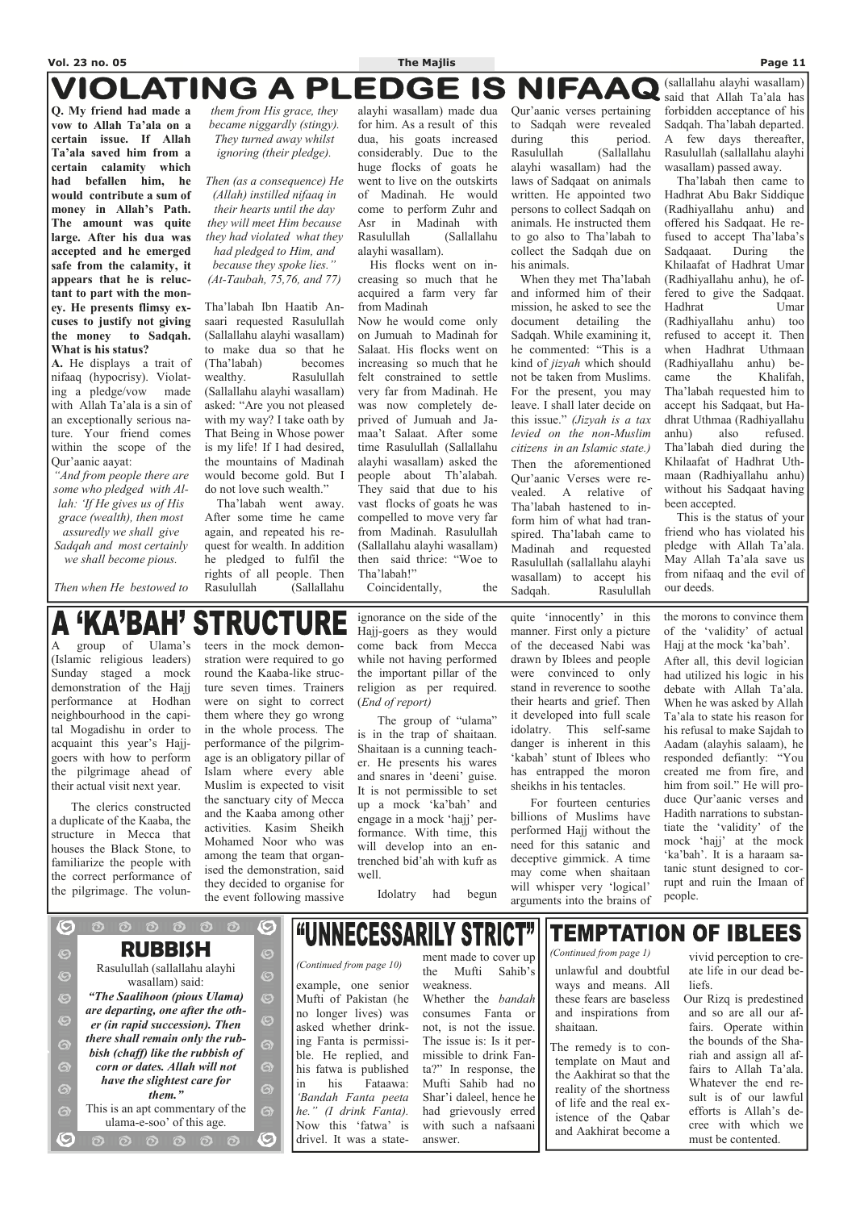# VIOLATING A PLEDGE IS NIFAAQ

**Q. My friend had made a vow to Allah Ta'ala on a certain issue. If Allah Ta'ala saved him from a certain calamity which had befallen him, he would contribute a sum of money in Allah's Path. The amount was quite large. After his dua was accepted and he emerged safe from the calamity, it appears that he is reluctant to part with the money. He presents flimsy excuses to justify not giving the money to Sadqah. What is his status?**

**A.** He displays a trait of nifaaq (hypocrisy). Violating a pledge/vow made with Allah Ta'ala is a sin of an exceptionally serious nature. Your friend comes within the scope of the Qur'aanic aayat:

*"And from people there are some who pledged with Allah: 'If He gives us of His grace (wealth), then most assuredly we shall give Sadqah and most certainly we shall become pious.*

*Then when He bestowed to them from His grace, they became niggardly (stingy). They turned away whilst ignoring (their pledge).*

*Then (as a consequence) He (Allah) instilled nifaaq in their hearts until the day they will meet Him because they had violated what they had pledged to Him, and because they spoke lies." (At-Taubah, 75,76, and 77)*

Tha'labah Ibn Haatib Ansaari requested Rasulullah (Sallallahu alayhi wasallam) to make dua so that he (Tha'labah) becomes wealthy. Rasulullah (Sallallahu alayhi wasallam) asked: "Are you not pleased with my way? I take oath by That Being in Whose power is my life! If I had desired, the mountains of Madinah would become gold. But I do not love such wealth."

Tha'labah went away. After some time he came again, and repeated his request for wealth. In addition he pledged to fulfil the rights of all people. Then Rasulullah (Sallallahu alayhi wasallam) made dua for him. As a result of this dua, his goats increased considerably. Due to the huge flocks of goats he went to live on the outskirts of Madinah. He would come to perform Zuhr and Asr in Madinah with Rasulullah (Sallallahu alayhi wasallam).

His flocks went on increasing so much that he acquired a farm very far from Madinah

Now he would come only on Jumuah to Madinah for Salaat. His flocks went on increasing so much that he felt constrained to settle very far from Madinah. He was now completely deprived of Jumuah and Jamaa't Salaat. After some time Rasulullah (Sallallahu alayhi wasallam) asked the people about Th'alabah. They said that due to his vast flocks of goats he was compelled to move very far from Madinah. Rasulullah (Sallallahu alayhi wasallam) then said thrice: "Woe to Tha'labah!"

Coincidentally, the Qur'aanic verses pertaining to Sadqah were revealed during this period. Rasulullah (Sallallahu alayhi wasallam) had the laws of Sadqaat on animals written. He appointed two persons to collect Sadqah on animals. He instructed them to go also to Tha'labah to collect the Sadqah due on his animals.

When they met Tha'labah and informed him of their mission, he asked to see the document detailing the Sadqah. While examining it, he commented: "This is a kind of *jizyah* which should not be taken from Muslims. For the present, you may leave. I shall later decide on this issue." *(Jizyah is a tax levied on the non-Muslim citizens in an Islamic state.)* Then the aforementioned Qur'aanic Verses were revealed. A relative of Tha'labah hastened to inform him of what had transpired. Tha'labah came to Madinah and requested Rasulullah (sallallahu alayhi wasallam) to accept his Sadqah. Rasulullah (sallallahu alayhi wasallam) said that Allah Ta'ala has forbidden acceptance of his Sadqah. Tha'labah departed. A few days thereafter, Rasulullah (sallallahu alayhi wasallam) passed away.

Tha'labah then came to Hadhrat Abu Bakr Siddique (Radhiyallahu anhu) and offered his Sadqaat. He refused to accept Tha'laba's Sadqaaat. During the Khilaafat of Hadhrat Umar (Radhiyallahu anhu), he offered to give the Sadqaat. Hadhrat Umar (Radhiyallahu anhu) too refused to accept it. Then when Hadhrat Uthmaan (Radhiyallahu anhu) became the Khalifah, Tha'labah requested him to accept his Sadqaat, but Hadhrat Uthmaa (Radhiyallahu anhu) also refused. Tha'labah died during the Khilaafat of Hadhrat Uthmaan (Radhiyallahu anhu) without his Sadqaat having been accepted.

This is the status of your friend who has violated his pledge with Allah Ta'ala. May Allah Ta'ala save us from nifaaq and the evil of our deeds.

# A 'KA'BAH' STRUCTURE

A group of Ulama's (Islamic religious leaders) Sunday staged a mock demonstration of the Hajj performance at Hodhan neighbourhood in the capital Mogadishu in order to acquaint this year's Hajj-goers with how to perform the pilgrimage ahead of their actual visit next year.

The clerics constructed a duplicate of the Kaaba, the structure in Mecca that houses the Black Stone, to familiarize the people with the correct performance of the pilgrimage. The volunteers in the mock demonstration were required to go round the Kaaba-like structure seven times. Trainers were on sight to correct them where they go wrong in the whole process. The performance of the pilgrimage is an obligatory pillar of Islam where every able Muslim is expected to visit the sanctuary city of Mecca and the Kaaba among other activities. Kasim Sheikh Mohamed Noor who was among the team that organised the demonstration, said they decided to organise for the event following massive ignorance on the side of the Hajj-goers as they would come back from Mecca while not having performed the important pillar of the religion as per required. (*End of report*)

The group of "ulama" is in the trap of shaitaan. Shaitaan is a cunning teacher. He presents his wares and snares in 'deeni' guise. It is not permissible to set up a mock 'ka'bah' and engage in a mock 'hajj' performance. With time, this will develop into an entrenched bid'ah with kufr as well.

Idolatry had begun quite 'innocently' in this manner. First only a picture of the deceased Nabi was drawn by Iblees and people were convinced to only stand in reverence to soothe their hearts and grief. Then it developed into full scale idolatry. This self-same danger is inherent in this 'kabah' stunt of Iblees who has entrapped the moron sheikhs in his tentacles.

For fourteen centuries billions of Muslims have performed Hajj without the need for this satanic and deceptive gimmick. A time may come when shaitaan will whisper very 'logical' arguments into the brains of the morons to convince them of the 'validity' of actual Hajj at the mock 'ka'bah'.

After all, this devil logician had utilized his logic in his debate with Allah Ta'ala. When he was asked by Allah Ta'ala to state his reason for his refusal to make Sajdah to Aadam (alayhis salaam), he responded defiantly: "You created me from fire, and him from soil." He will produce Qur'aanic verses and Hadith narrations to substantiate the 'validity' of the mock 'hajj' at the mock 'ka'bah'. It is a haraam satanic stunt designed to corrupt and ruin the Imaan of people.

## RUBBISH

Rasulullah (sallallahu alayhi wasallam) said:

***"The Saalihoon (pious Ulama) are departing, one after the other (in rapid succession). Then there shall remain only the rubbish (chaff) like the rubbish of corn or dates. Allah will not have the slightest care for them."***

This is an apt commentary of the ulama-e-soo' of this age.

## "UNNECESSARILY STRICT"

*(Continued from page 10)*

example, one senior Mufti of Pakistan (he no longer lives) was asked whether drinking Fanta is permissible. He replied, and his fatwa is published in his Fataawa: *'Bandah Fanta peeta he." (I drink Fanta).* Now this 'fatwa' is drivel. It was a statement made to cover up the Mufti Sahib's weakness.

Whether the *bandah* consumes Fanta or not, is not the issue. The issue is: Is it permissible to drink Fanta?" In response, the Mufti Sahib had no Shar'i daleel, hence he had grievously erred with such a nafsaani answer.

## TEMPTATION OF IBLEES

*(Continued from page 1)*

unlawful and doubtful ways and means. All these fears are baseless and inspirations from shaitaan.

The remedy is to contemplate on Maut and the Aakhirat so that the reality of the shortness of life and the real existence of the Qabar and Aakhirat become a vivid perception to create life in our dead beliefs.

Our Rizq is predestined and so are all our affairs. Operate within the bounds of the Shariah and assign all affairs to Allah Ta'ala. Whatever the end result is of our lawful efforts is Allah's decree with which we must be contented.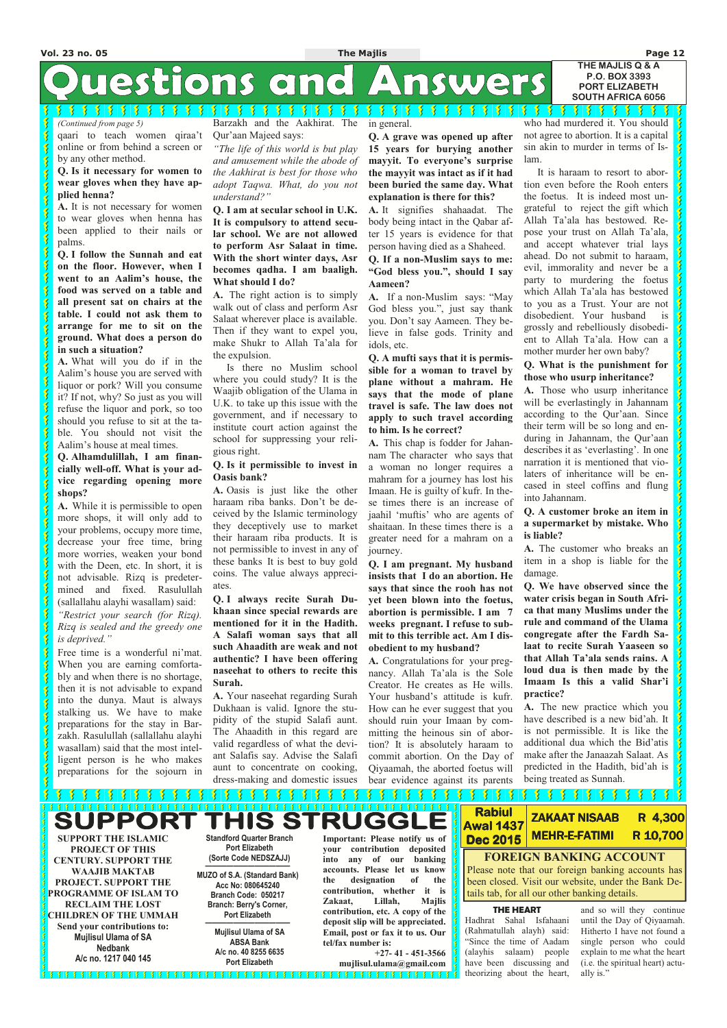# Questions and Answers

THE MAJLIS Q & A
P.O. BOX 3393
PORT ELIZABETH
SOUTH AFRICA 6056

*(Continued from page 5)*

qaari to teach women qiraa't online or from behind a screen or by any other method.

**Q. Is it necessary for women to wear gloves when they have applied henna?**

**A.** It is not necessary for women to wear gloves when henna has been applied to their nails or palms.

**Q. I follow the Sunnah and eat on the floor. However, when I went to an Aalim's house, the food was served on a table and all present sat on chairs at the table. I could not ask them to arrange for me to sit on the ground. What does a person do in such a situation?**

**A.** What will you do if in the Aalim's house you are served with liquor or pork? Will you consume it? If not, why? So just as you will refuse the liquor and pork, so too should you refuse to sit at the table. You should not visit the Aalim's house at meal times.

**Q. Alhamdulillah, I am financially well-off. What is your advice regarding opening more shops?**

**A.** While it is permissible to open more shops, it will only add to your problems, occupy more time, decrease your free time, bring more worries, weaken your bond with the Deen, etc. In short, it is not advisable. Rizq is predetermined and fixed. Rasulullah (sallallahu alayhi wasallam) said:

*"Restrict your search (for Rizq). Rizq is sealed and the greedy one is deprived."*

Free time is a wonderful ni'mat. When you are earning comfortably and when there is no shortage, then it is not advisable to expand into the dunya. Maut is always stalking us. We have to make preparations for the stay in Barzakh. Rasulullah (sallallahu alayhi wasallam) said that the most intelligent person is he who makes preparations for the sojourn in Barzakh and the Aakhirat. The Qur'aan Majeed says:

*"The life of this world is but play and amusement while the abode of the Aakhirat is best for those who adopt Taqwa. What, do you not understand?"*

**Q. I am at secular school in U.K. It is compulsory to attend secular school. We are not allowed to perform Asr Salaat in time. With the short winter days, Asr becomes qadha. I am baaligh. What should I do?**

**A.** The right action is to simply walk out of class and perform Asr Salaat wherever place is available. Then if they want to expel you, make Shukr to Allah Ta'ala for the expulsion.

Is there no Muslim school where you could study? It is the Waajib obligation of the Ulama in U.K. to take up this issue with the government, and if necessary to institute court action against the school for suppressing your religious right.

**Q. Is it permissible to invest in Oasis bank?**

**A.** Oasis is just like the other haraam riba banks. Don't be deceived by the Islamic terminology they deceptively use to market their haraam riba products. It is not permissible to invest in any of these banks It is best to buy gold coins. The value always appreciates.

**Q. I always recite Surah Dukhaan since special rewards are mentioned for it in the Hadith. A Salafi woman says that all such Ahaadith are weak and not authentic? I have been offering naseehat to others to recite this Surah.**

**A.** Your naseehat regarding Surah Dukhaan is valid. Ignore the stupidity of the stupid Salafi aunt. The Ahaadith in this regard are valid regardless of what the deviant Salafis say. Advise the Salafi aunt to concentrate on cooking, dress-making and domestic issues in general.

**Q. A grave was opened up after 15 years for burying another mayyit. To everyone's surprise the mayyit was intact as if it had been buried the same day. What explanation is there for this?**

**A.** It signifies shahaadat. The body being intact in the Qabar after 15 years is evidence for that person having died as a Shaheed.

**Q. If a non-Muslim says to me: "God bless you.", should I say Aameen?**

**A.** If a non-Muslim says: "May God bless you.", just say thank you. Don't say Aameen. They believe in false gods. Trinity and idols, etc.

**Q. A mufti says that it is permissible for a woman to travel by plane without a mahram. He says that the mode of plane travel is safe. The law does not apply to such travel according to him. Is he correct?**

**A.** This chap is fodder for Jahannam The character who says that a woman no longer requires a mahram for a journey has lost his Imaan. He is guilty of kufr. In these times there is an increase of jaahil 'muftis' who are agents of shaitaan. In these times there is a greater need for a mahram on a journey.

**Q. I am pregnant. My husband insists that I do an abortion. He says that since the rooh has not yet been blown into the foetus, abortion is permissible. I am 7 weeks pregnant. I refuse to submit to this terrible act. Am I disobedient to my husband?**

**A.** Congratulations for your pregnancy. Allah Ta'ala is the Sole Creator. He creates as He wills. Your husband's attitude is kufr. How can he ever suggest that you should ruin your Imaan by committing the heinous sin of abortion? It is absolutely haraam to commit abortion. On the Day of Qiyaamah, the aborted foetus will bear evidence against its parents who had murdered it. You should not agree to abortion. It is a capital sin akin to murder in terms of Islam.

It is haraam to resort to abortion even before the Rooh enters the foetus. It is indeed most ungrateful to reject the gift which Allah Ta'ala has bestowed. Repose your trust on Allah Ta'ala, and accept whatever trial lays ahead. Do not submit to haraam, evil, immorality and never be a party to murdering the foetus which Allah Ta'ala has bestowed to you as a Trust. Your are not disobedient. Your husband is grossly and rebelliously disobedient to Allah Ta'ala. How can a mother murder her own baby?

**Q. What is the punishment for those who usurp inheritance?**

**A.** Those who usurp inheritance will be everlastingly in Jahannam according to the Qur'aan. Since their term will be so long and enduring in Jahannam, the Qur'aan describes it as 'everlasting'. In one narration it is mentioned that violaters of inheritance will be encased in steel coffins and flung into Jahannam.

**Q. A customer broke an item in a supermarket by mistake. Who is liable?**

**A.** The customer who breaks an item in a shop is liable for the damage.

**Q. We have observed since the water crisis began in South Africa that many Muslims under the rule and command of the Ulama congregate after the Fardh Salaat to recite Surah Yaaseen so that Allah Ta'ala sends rains. A loud dua is then made by the Imaam Is this a valid Shar'i practice?**

**A.** The new practice which you have described is a new bid'ah. It is not permissible. It is like the additional dua which the Bid'atis make after the Janaazah Salaat. As predicted in the Hadith, bid'ah is being treated as Sunnah.

---

# SUPPORT THIS STRUGGLE

**SUPPORT THE ISLAMIC PROJECT OF THIS CENTURY. SUPPORT THE WAAJIB MAKTAB PROJECT. SUPPORT THE PROGRAMME OF ISLAM TO RECLAIM THE LOST CHILDREN OF THE UMMAH**

**Send your contributions to:**
**Mujlisul Ulama of SA**
**Nedbank**
**A/c no. 1217 040 145**

**Standford Quarter Branch**
**Port Elizabeth**
**(Sorte Code NEDSZAJJ)**

**MUZO of S.A. (Standard Bank)**
**Acc No: 080645240**
**Branch Code: 050217**
**Branch: Berry's Corner, Port Elizabeth**

**Mujlisul Ulama of SA**
**ABSA Bank**
**A/c no. 40 8255 6635**
**Port Elizabeth**

**Important: Please notify us of your contribution deposited into any of our banking accounts. Please let us know the designation of the contribution, whether it is Zakaat, Lillah, Majlis contribution, etc. A copy of the deposit slip will be appreciated. Email, post or fax it to us. Our tel/fax number is:**
**+27- 41 - 451-3566**
**mujlisul.ulama@gmail.com**

| Rabiul Awal 1437 Dec 2015 | | |
|---|---|---|
| | ZAKAAT NISAAB | R 4,300 |
| | MEHR-E-FATIMI | R 10,700 |

## FOREIGN BANKING ACCOUNT

Please note that our foreign banking accounts has been closed. Visit our website, under the Bank Details tab, for all our other banking details.

**THE HEART**

Hadhrat Sahal Isfahaani (Rahmatullah alayh) said: "Since the time of Aadam (alayhis salaam) people have been discussing and theorizing about the heart, and so will they continue until the Day of Qiyaamah. Hitherto I have not found a single person who could explain to me what the heart (i.e. the spiritual heart) actually is."